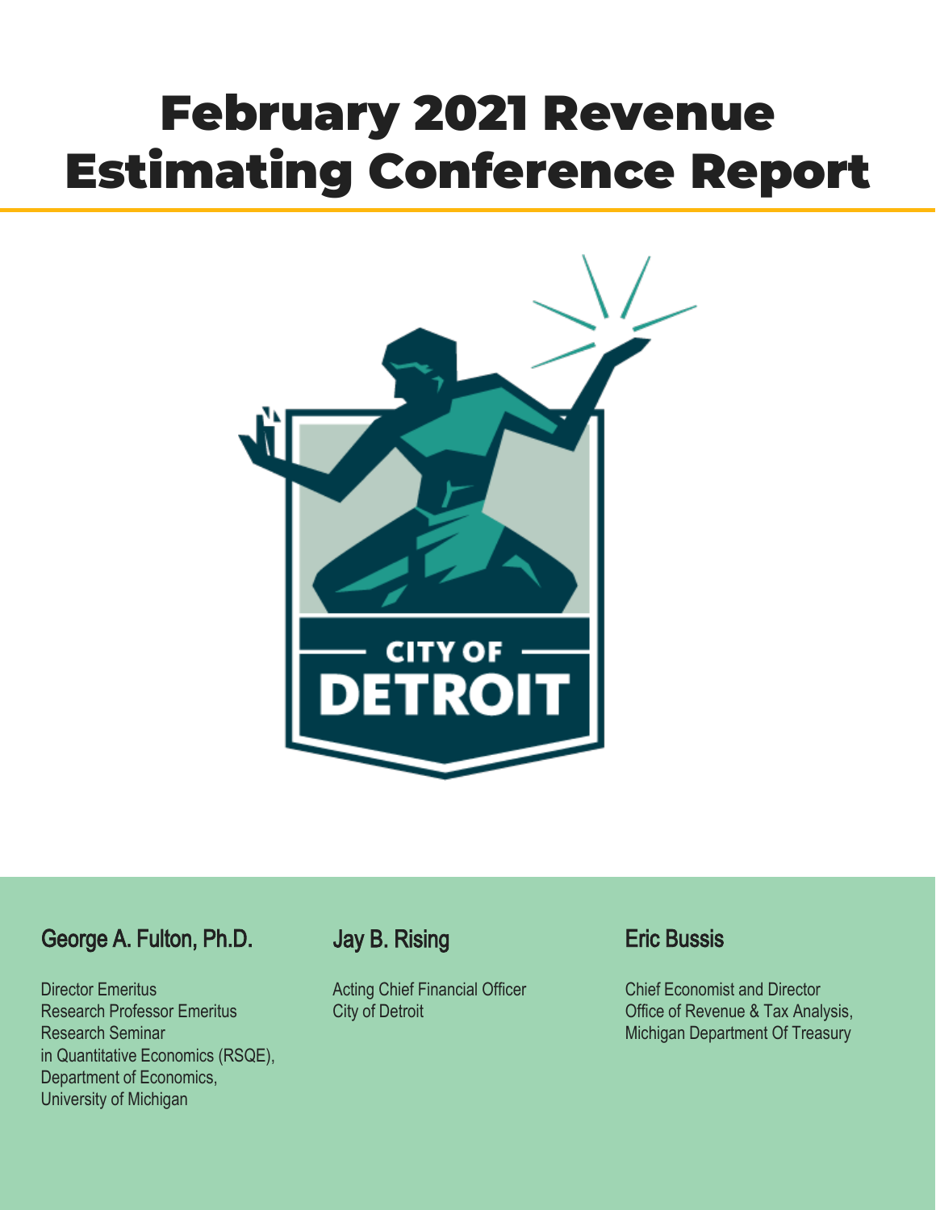# February 2021 Revenue Estimating Conference Report

CITY OF DETROIT

### George A. Fulton, Ph.D.

Director Emeritus
Research Professor Emeritus
Research Seminar
in Quantitative Economics (RSQE),
Department of Economics,
University of Michigan

### Jay B. Rising

Acting Chief Financial Officer
City of Detroit

### Eric Bussis

Chief Economist and Director
Office of Revenue & Tax Analysis,
Michigan Department Of Treasury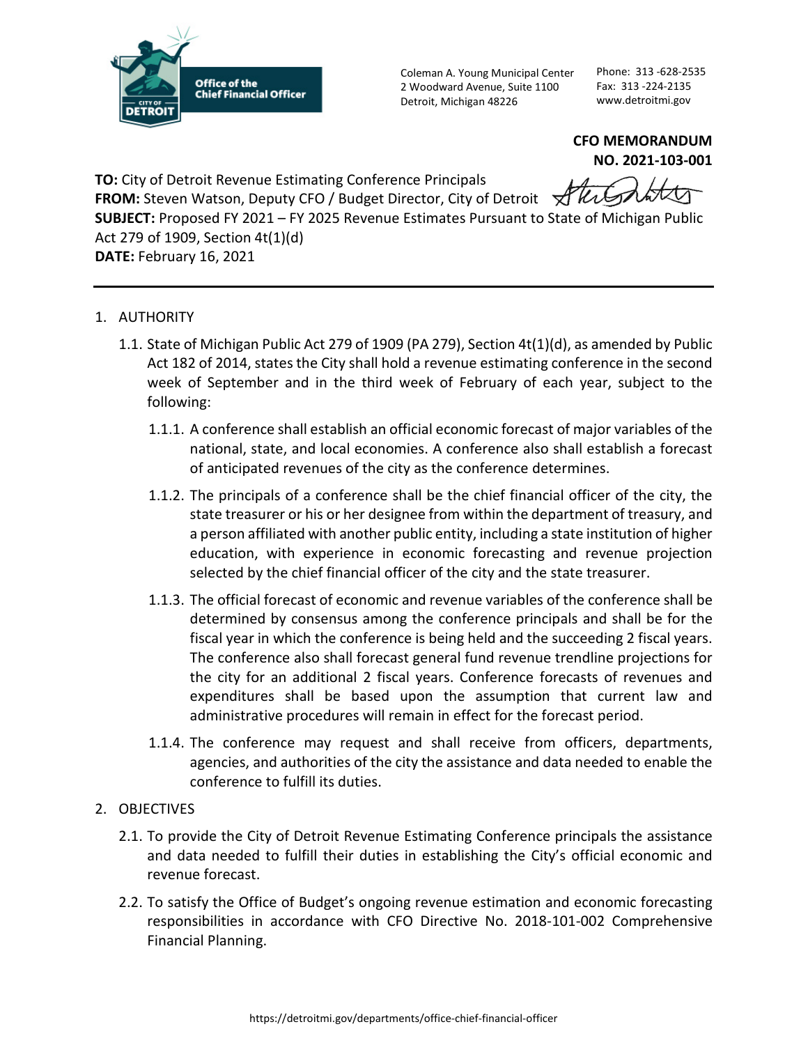Coleman A. Young Municipal Center
2 Woodward Avenue, Suite 1100
Detroit, Michigan 48226

Phone: 313 -628-2535
Fax: 313 -224-2135
www.detroitmi.gov

**CFO MEMORANDUM**
**NO. 2021-103-001**

**TO:** City of Detroit Revenue Estimating Conference Principals
**FROM:** Steven Watson, Deputy CFO / Budget Director, City of Detroit
**SUBJECT:** Proposed FY 2021 – FY 2025 Revenue Estimates Pursuant to State of Michigan Public Act 279 of 1909, Section 4t(1)(d)
**DATE:** February 16, 2021

---

1. AUTHORITY

   1.1. State of Michigan Public Act 279 of 1909 (PA 279), Section 4t(1)(d), as amended by Public Act 182 of 2014, states the City shall hold a revenue estimating conference in the second week of September and in the third week of February of each year, subject to the following:

      1.1.1. A conference shall establish an official economic forecast of major variables of the national, state, and local economies. A conference also shall establish a forecast of anticipated revenues of the city as the conference determines.

      1.1.2. The principals of a conference shall be the chief financial officer of the city, the state treasurer or his or her designee from within the department of treasury, and a person affiliated with another public entity, including a state institution of higher education, with experience in economic forecasting and revenue projection selected by the chief financial officer of the city and the state treasurer.

      1.1.3. The official forecast of economic and revenue variables of the conference shall be determined by consensus among the conference principals and shall be for the fiscal year in which the conference is being held and the succeeding 2 fiscal years. The conference also shall forecast general fund revenue trendline projections for the city for an additional 2 fiscal years. Conference forecasts of revenues and expenditures shall be based upon the assumption that current law and administrative procedures will remain in effect for the forecast period.

      1.1.4. The conference may request and shall receive from officers, departments, agencies, and authorities of the city the assistance and data needed to enable the conference to fulfill its duties.

2. OBJECTIVES

   2.1. To provide the City of Detroit Revenue Estimating Conference principals the assistance and data needed to fulfill their duties in establishing the City's official economic and revenue forecast.

   2.2. To satisfy the Office of Budget's ongoing revenue estimation and economic forecasting responsibilities in accordance with CFO Directive No. 2018-101-002 Comprehensive Financial Planning.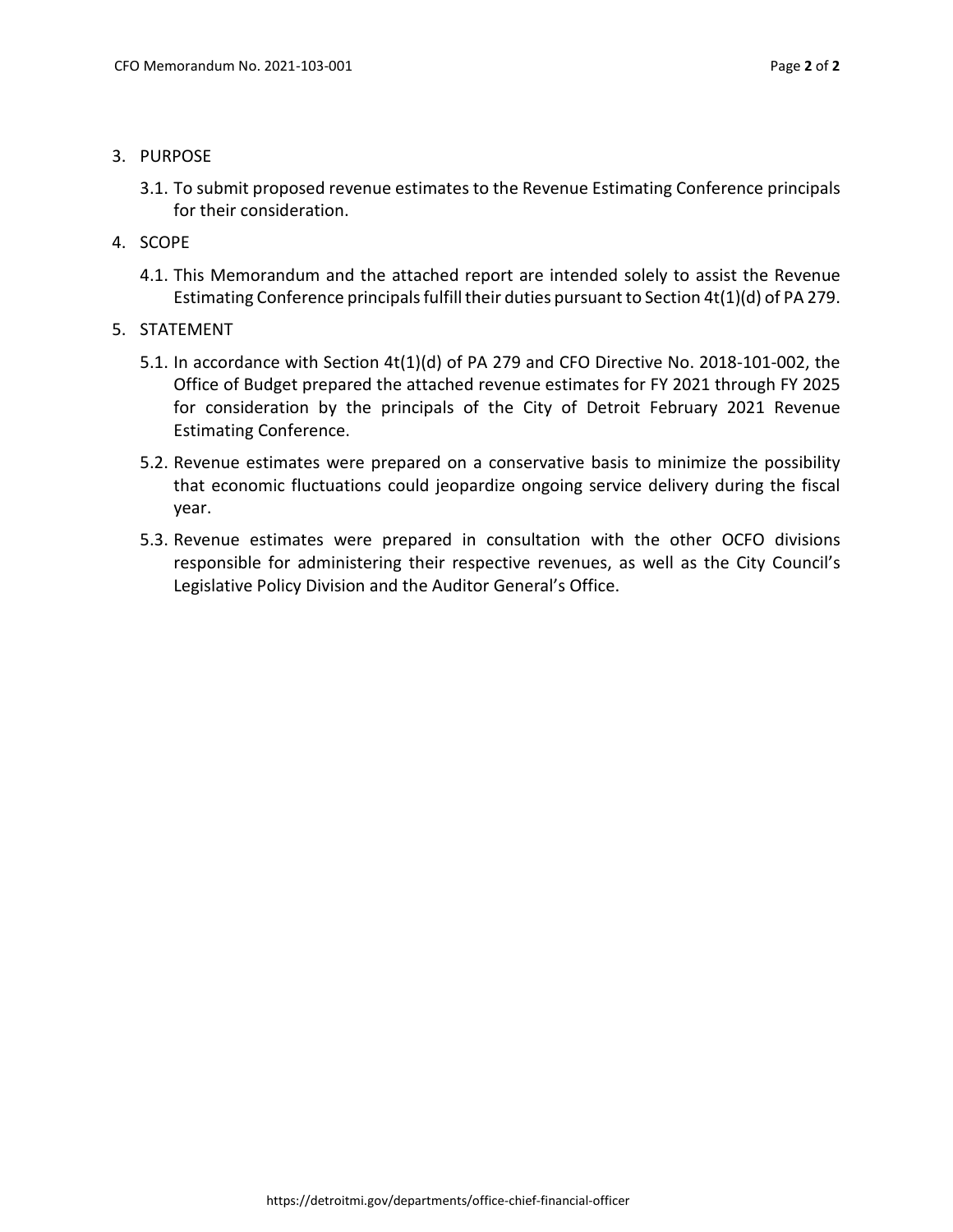3. PURPOSE

   3.1. To submit proposed revenue estimates to the Revenue Estimating Conference principals for their consideration.

4. SCOPE

   4.1. This Memorandum and the attached report are intended solely to assist the Revenue Estimating Conference principals fulfill their duties pursuant to Section 4t(1)(d) of PA 279.

5. STATEMENT

   5.1. In accordance with Section 4t(1)(d) of PA 279 and CFO Directive No. 2018-101-002, the Office of Budget prepared the attached revenue estimates for FY 2021 through FY 2025 for consideration by the principals of the City of Detroit February 2021 Revenue Estimating Conference.

   5.2. Revenue estimates were prepared on a conservative basis to minimize the possibility that economic fluctuations could jeopardize ongoing service delivery during the fiscal year.

   5.3. Revenue estimates were prepared in consultation with the other OCFO divisions responsible for administering their respective revenues, as well as the City Council's Legislative Policy Division and the Auditor General's Office.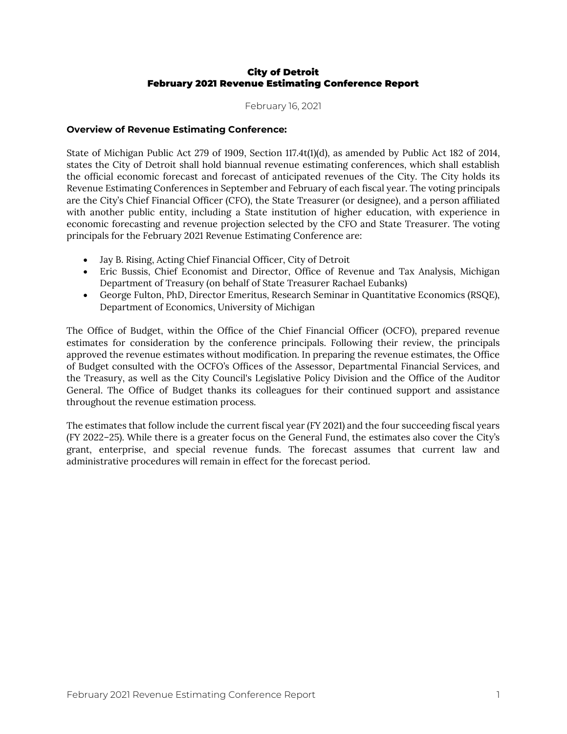**City of Detroit**
**February 2021 Revenue Estimating Conference Report**

February 16, 2021

### Overview of Revenue Estimating Conference:

State of Michigan Public Act 279 of 1909, Section 117.4t(1)(d), as amended by Public Act 182 of 2014, states the City of Detroit shall hold biannual revenue estimating conferences, which shall establish the official economic forecast and forecast of anticipated revenues of the City. The City holds its Revenue Estimating Conferences in September and February of each fiscal year. The voting principals are the City's Chief Financial Officer (CFO), the State Treasurer (or designee), and a person affiliated with another public entity, including a State institution of higher education, with experience in economic forecasting and revenue projection selected by the CFO and State Treasurer. The voting principals for the February 2021 Revenue Estimating Conference are:

- Jay B. Rising, Acting Chief Financial Officer, City of Detroit
- Eric Bussis, Chief Economist and Director, Office of Revenue and Tax Analysis, Michigan Department of Treasury (on behalf of State Treasurer Rachael Eubanks)
- George Fulton, PhD, Director Emeritus, Research Seminar in Quantitative Economics (RSQE), Department of Economics, University of Michigan

The Office of Budget, within the Office of the Chief Financial Officer (OCFO), prepared revenue estimates for consideration by the conference principals. Following their review, the principals approved the revenue estimates without modification. In preparing the revenue estimates, the Office of Budget consulted with the OCFO's Offices of the Assessor, Departmental Financial Services, and the Treasury, as well as the City Council's Legislative Policy Division and the Office of the Auditor General. The Office of Budget thanks its colleagues for their continued support and assistance throughout the revenue estimation process.

The estimates that follow include the current fiscal year (FY 2021) and the four succeeding fiscal years (FY 2022–25). While there is a greater focus on the General Fund, the estimates also cover the City's grant, enterprise, and special revenue funds. The forecast assumes that current law and administrative procedures will remain in effect for the forecast period.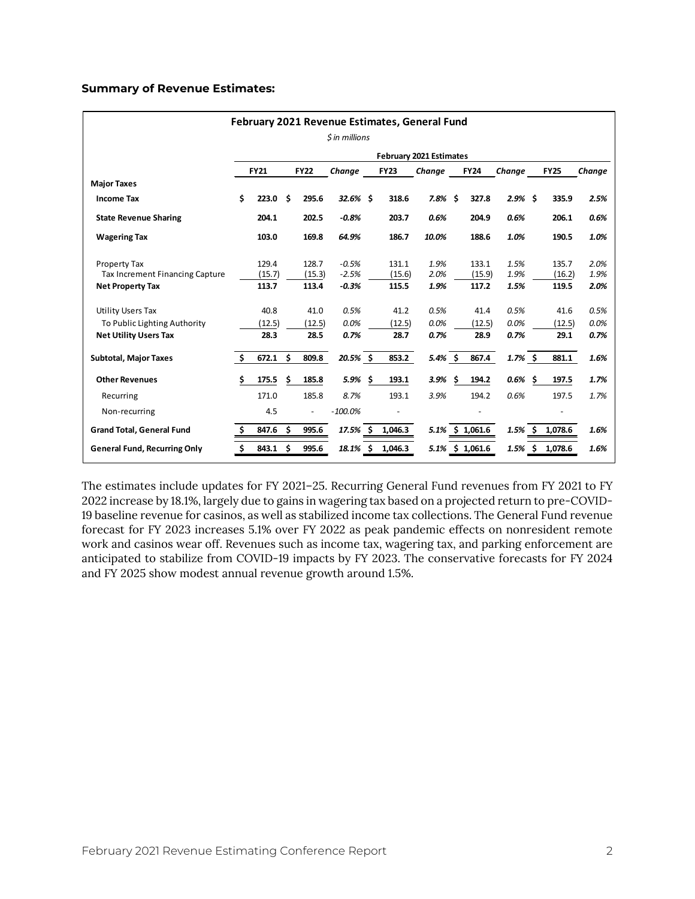**Summary of Revenue Estimates:**

| February 2021 Revenue Estimates, General Fund<br>*$ in millions* | | | | | | | | | |
|---|---|---|---|---|---|---|---|---|---|
| | | | | February 2021 Estimates | | | | | |
| | FY21 | FY22 | Change | FY23 | Change | FY24 | Change | FY25 | Change |
| **Major Taxes** | | | | | | | | | |
| **Income Tax** | $ 223.0 | $ 295.6 | *32.6%* | $ 318.6 | *7.8%* | $ 327.8 | *2.9%* | $ 335.9 | *2.5%* |
| **State Revenue Sharing** | 204.1 | 202.5 | *-0.8%* | 203.7 | *0.6%* | 204.9 | *0.6%* | 206.1 | *0.6%* |
| **Wagering Tax** | 103.0 | 169.8 | *64.9%* | 186.7 | *10.0%* | 188.6 | *1.0%* | 190.5 | *1.0%* |
| Property Tax | 129.4 | 128.7 | *-0.5%* | 131.1 | *1.9%* | 133.1 | *1.5%* | 135.7 | *2.0%* |
| Tax Increment Financing Capture | (15.7) | (15.3) | *-2.5%* | (15.6) | *2.0%* | (15.9) | *1.9%* | (16.2) | *1.9%* |
| **Net Property Tax** | 113.7 | 113.4 | *-0.3%* | 115.5 | *1.9%* | 117.2 | *1.5%* | 119.5 | *2.0%* |
| Utility Users Tax | 40.8 | 41.0 | *0.5%* | 41.2 | *0.5%* | 41.4 | *0.5%* | 41.6 | *0.5%* |
| To Public Lighting Authority | (12.5) | (12.5) | *0.0%* | (12.5) | *0.0%* | (12.5) | *0.0%* | (12.5) | *0.0%* |
| **Net Utility Users Tax** | 28.3 | 28.5 | *0.7%* | 28.7 | *0.7%* | 28.9 | *0.7%* | 29.1 | *0.7%* |
| **Subtotal, Major Taxes** | $ 672.1 | $ 809.8 | *20.5%* | $ 853.2 | *5.4%* | $ 867.4 | *1.7%* | $ 881.1 | *1.6%* |
| **Other Revenues** | $ 175.5 | $ 185.8 | *5.9%* | $ 193.1 | *3.9%* | $ 194.2 | *0.6%* | $ 197.5 | *1.7%* |
| Recurring | 171.0 | 185.8 | *8.7%* | 193.1 | *3.9%* | 194.2 | *0.6%* | 197.5 | *1.7%* |
| Non-recurring | 4.5 | - | *-100.0%* | - | | - | | - | |
| **Grand Total, General Fund** | $ 847.6 | $ 995.6 | *17.5%* | $ 1,046.3 | *5.1%* | $ 1,061.6 | *1.5%* | $ 1,078.6 | *1.6%* |
| **General Fund, Recurring Only** | $ 843.1 | $ 995.6 | *18.1%* | $ 1,046.3 | *5.1%* | $ 1,061.6 | *1.5%* | $ 1,078.6 | *1.6%* |

The estimates include updates for FY 2021–25. Recurring General Fund revenues from FY 2021 to FY 2022 increase by 18.1%, largely due to gains in wagering tax based on a projected return to pre-COVID-19 baseline revenue for casinos, as well as stabilized income tax collections. The General Fund revenue forecast for FY 2023 increases 5.1% over FY 2022 as peak pandemic effects on nonresident remote work and casinos wear off. Revenues such as income tax, wagering tax, and parking enforcement are anticipated to stabilize from COVID-19 impacts by FY 2023. The conservative forecasts for FY 2024 and FY 2025 show modest annual revenue growth around 1.5%.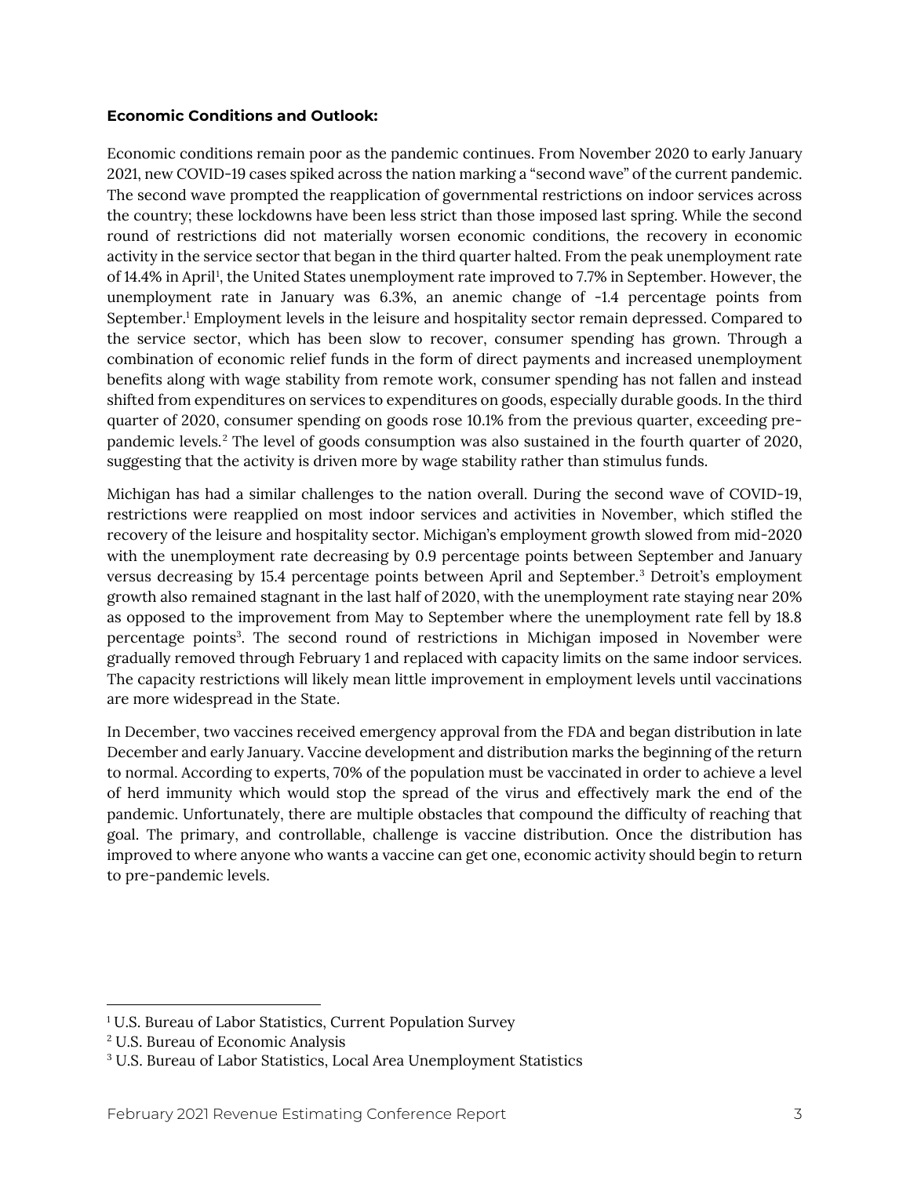**Economic Conditions and Outlook:**

Economic conditions remain poor as the pandemic continues. From November 2020 to early January 2021, new COVID-19 cases spiked across the nation marking a "second wave" of the current pandemic. The second wave prompted the reapplication of governmental restrictions on indoor services across the country; these lockdowns have been less strict than those imposed last spring. While the second round of restrictions did not materially worsen economic conditions, the recovery in economic activity in the service sector that began in the third quarter halted. From the peak unemployment rate of 14.4% in April[1], the United States unemployment rate improved to 7.7% in September. However, the unemployment rate in January was 6.3%, an anemic change of -1.4 percentage points from September.[1] Employment levels in the leisure and hospitality sector remain depressed. Compared to the service sector, which has been slow to recover, consumer spending has grown. Through a combination of economic relief funds in the form of direct payments and increased unemployment benefits along with wage stability from remote work, consumer spending has not fallen and instead shifted from expenditures on services to expenditures on goods, especially durable goods. In the third quarter of 2020, consumer spending on goods rose 10.1% from the previous quarter, exceeding pre-pandemic levels.[2] The level of goods consumption was also sustained in the fourth quarter of 2020, suggesting that the activity is driven more by wage stability rather than stimulus funds.

Michigan has had a similar challenges to the nation overall. During the second wave of COVID-19, restrictions were reapplied on most indoor services and activities in November, which stifled the recovery of the leisure and hospitality sector. Michigan's employment growth slowed from mid-2020 with the unemployment rate decreasing by 0.9 percentage points between September and January versus decreasing by 15.4 percentage points between April and September.[3] Detroit's employment growth also remained stagnant in the last half of 2020, with the unemployment rate staying near 20% as opposed to the improvement from May to September where the unemployment rate fell by 18.8 percentage points[3]. The second round of restrictions in Michigan imposed in November were gradually removed through February 1 and replaced with capacity limits on the same indoor services. The capacity restrictions will likely mean little improvement in employment levels until vaccinations are more widespread in the State.

In December, two vaccines received emergency approval from the FDA and began distribution in late December and early January. Vaccine development and distribution marks the beginning of the return to normal. According to experts, 70% of the population must be vaccinated in order to achieve a level of herd immunity which would stop the spread of the virus and effectively mark the end of the pandemic. Unfortunately, there are multiple obstacles that compound the difficulty of reaching that goal. The primary, and controllable, challenge is vaccine distribution. Once the distribution has improved to where anyone who wants a vaccine can get one, economic activity should begin to return to pre-pandemic levels.

---

[1] U.S. Bureau of Labor Statistics, Current Population Survey

[2] U.S. Bureau of Economic Analysis

[3] U.S. Bureau of Labor Statistics, Local Area Unemployment Statistics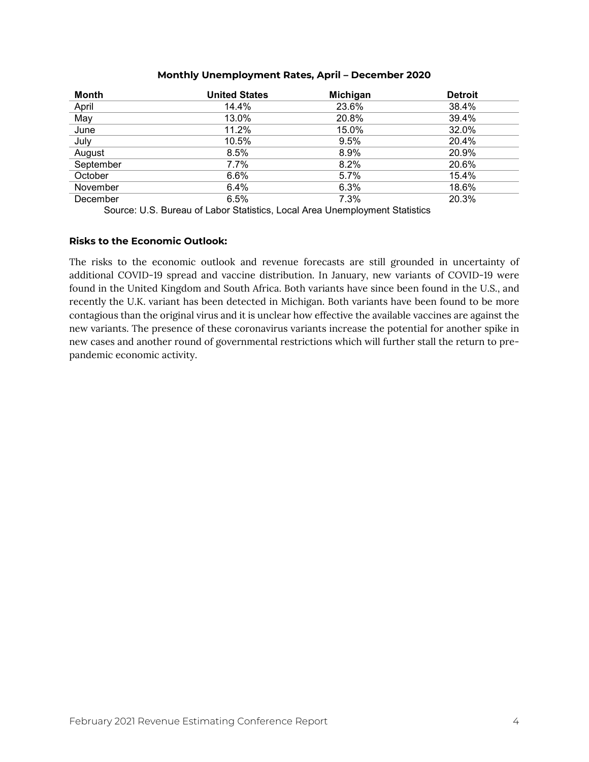**Monthly Unemployment Rates, April – December 2020**

| Month | United States | Michigan | Detroit |
|---|---|---|---|
| April | 14.4% | 23.6% | 38.4% |
| May | 13.0% | 20.8% | 39.4% |
| June | 11.2% | 15.0% | 32.0% |
| July | 10.5% | 9.5% | 20.4% |
| August | 8.5% | 8.9% | 20.9% |
| September | 7.7% | 8.2% | 20.6% |
| October | 6.6% | 5.7% | 15.4% |
| November | 6.4% | 6.3% | 18.6% |
| December | 6.5% | 7.3% | 20.3% |

Source: U.S. Bureau of Labor Statistics, Local Area Unemployment Statistics

**Risks to the Economic Outlook:**

The risks to the economic outlook and revenue forecasts are still grounded in uncertainty of additional COVID-19 spread and vaccine distribution. In January, new variants of COVID-19 were found in the United Kingdom and South Africa. Both variants have since been found in the U.S., and recently the U.K. variant has been detected in Michigan. Both variants have been found to be more contagious than the original virus and it is unclear how effective the available vaccines are against the new variants. The presence of these coronavirus variants increase the potential for another spike in new cases and another round of governmental restrictions which will further stall the return to pre-pandemic economic activity.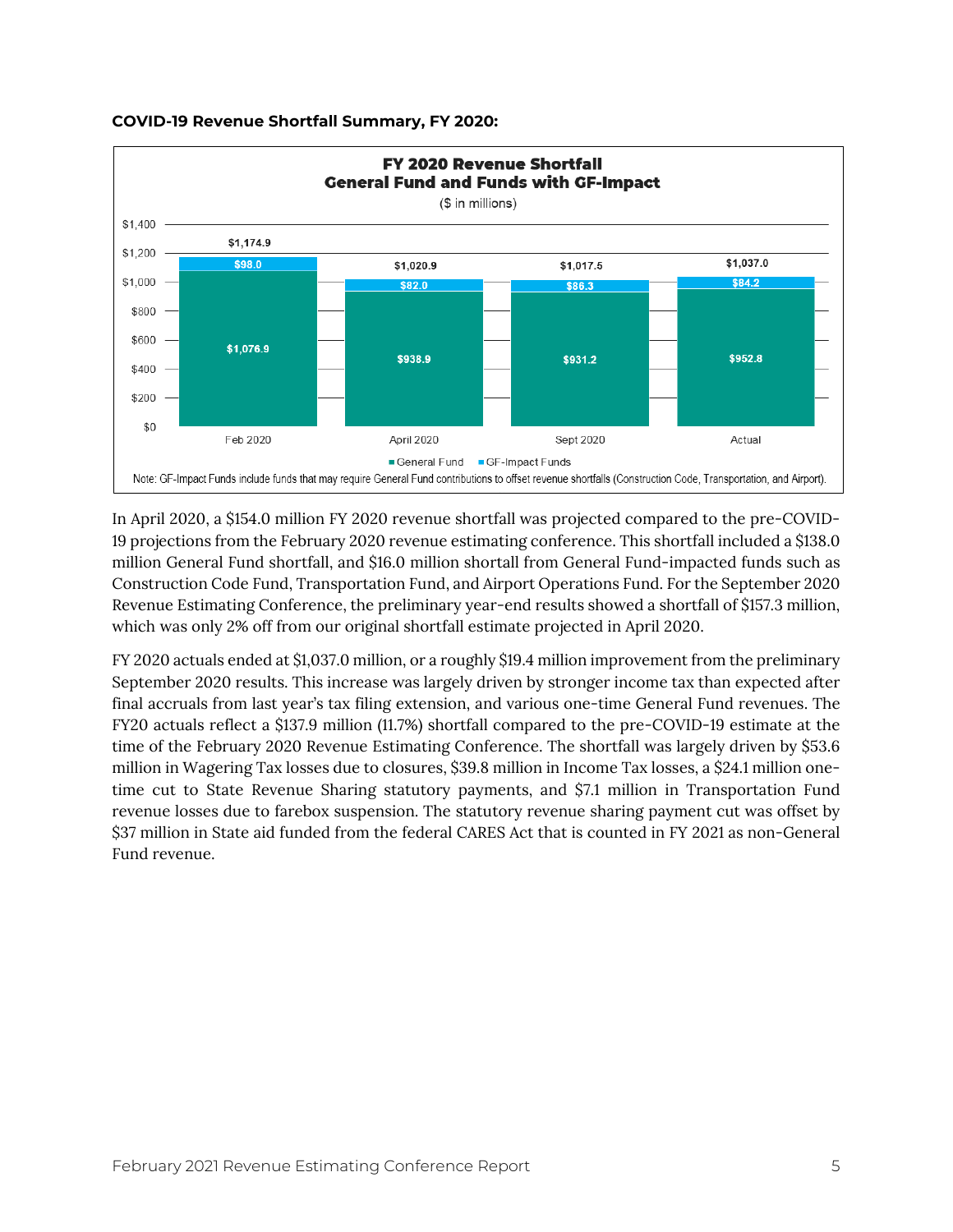**COVID-19 Revenue Shortfall Summary, FY 2020:**

**FY 2020 Revenue Shortfall**
**General Fund and Funds with GF-Impact**
($ in millions)

| | Feb 2020 | April 2020 | Sept 2020 | Actual |
|---|---|---|---|---|
| General Fund | $1,076.9 | $938.9 | $931.2 | $952.8 |
| GF-Impact Funds | $98.0 | $82.0 | $86.3 | $84.2 |
| Total | $1,174.9 | $1,020.9 | $1,017.5 | $1,037.0 |

Note: GF-Impact Funds include funds that may require General Fund contributions to offset revenue shortfalls (Construction Code, Transportation, and Airport).

In April 2020, a $154.0 million FY 2020 revenue shortfall was projected compared to the pre-COVID-19 projections from the February 2020 revenue estimating conference. This shortfall included a $138.0 million General Fund shortfall, and $16.0 million shortall from General Fund-impacted funds such as Construction Code Fund, Transportation Fund, and Airport Operations Fund. For the September 2020 Revenue Estimating Conference, the preliminary year-end results showed a shortfall of $157.3 million, which was only 2% off from our original shortfall estimate projected in April 2020.

FY 2020 actuals ended at $1,037.0 million, or a roughly $19.4 million improvement from the preliminary September 2020 results. This increase was largely driven by stronger income tax than expected after final accruals from last year's tax filing extension, and various one-time General Fund revenues. The FY20 actuals reflect a $137.9 million (11.7%) shortfall compared to the pre-COVID-19 estimate at the time of the February 2020 Revenue Estimating Conference. The shortfall was largely driven by $53.6 million in Wagering Tax losses due to closures, $39.8 million in Income Tax losses, a $24.1 million one-time cut to State Revenue Sharing statutory payments, and $7.1 million in Transportation Fund revenue losses due to farebox suspension. The statutory revenue sharing payment cut was offset by $37 million in State aid funded from the federal CARES Act that is counted in FY 2021 as non-General Fund revenue.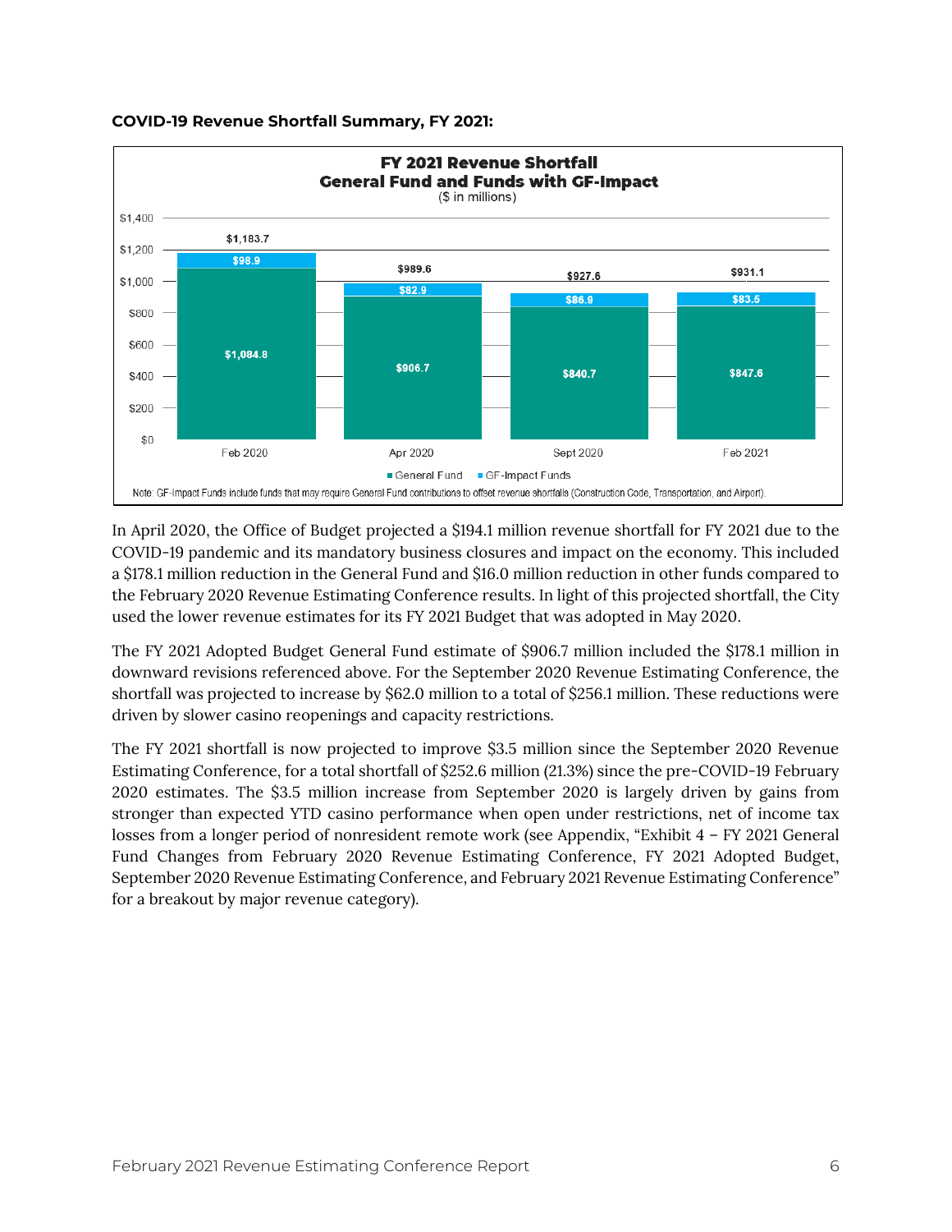**COVID-19 Revenue Shortfall Summary, FY 2021:**

**FY 2021 Revenue Shortfall**
**General Fund and Funds with GF-Impact**
($ in millions)

| | Feb 2020 | Apr 2020 | Sept 2020 | Feb 2021 |
|---|---|---|---|---|
| General Fund | $1,084.8 | $906.7 | $840.7 | $847.6 |
| GF-Impact Funds | $98.9 | $82.9 | $86.9 | $83.5 |
| Total | $1,183.7 | $989.6 | $927.6 | $931.1 |

Note: GF-Impact Funds include funds that may require General Fund contributions to offset revenue shortfalls (Construction Code, Transportation, and Airport).

In April 2020, the Office of Budget projected a $194.1 million revenue shortfall for FY 2021 due to the COVID-19 pandemic and its mandatory business closures and impact on the economy. This included a $178.1 million reduction in the General Fund and $16.0 million reduction in other funds compared to the February 2020 Revenue Estimating Conference results. In light of this projected shortfall, the City used the lower revenue estimates for its FY 2021 Budget that was adopted in May 2020.

The FY 2021 Adopted Budget General Fund estimate of $906.7 million included the $178.1 million in downward revisions referenced above. For the September 2020 Revenue Estimating Conference, the shortfall was projected to increase by $62.0 million to a total of $256.1 million. These reductions were driven by slower casino reopenings and capacity restrictions.

The FY 2021 shortfall is now projected to improve $3.5 million since the September 2020 Revenue Estimating Conference, for a total shortfall of $252.6 million (21.3%) since the pre-COVID-19 February 2020 estimates. The $3.5 million increase from September 2020 is largely driven by gains from stronger than expected YTD casino performance when open under restrictions, net of income tax losses from a longer period of nonresident remote work (see Appendix, "Exhibit 4 – FY 2021 General Fund Changes from February 2020 Revenue Estimating Conference, FY 2021 Adopted Budget, September 2020 Revenue Estimating Conference, and February 2021 Revenue Estimating Conference" for a breakout by major revenue category).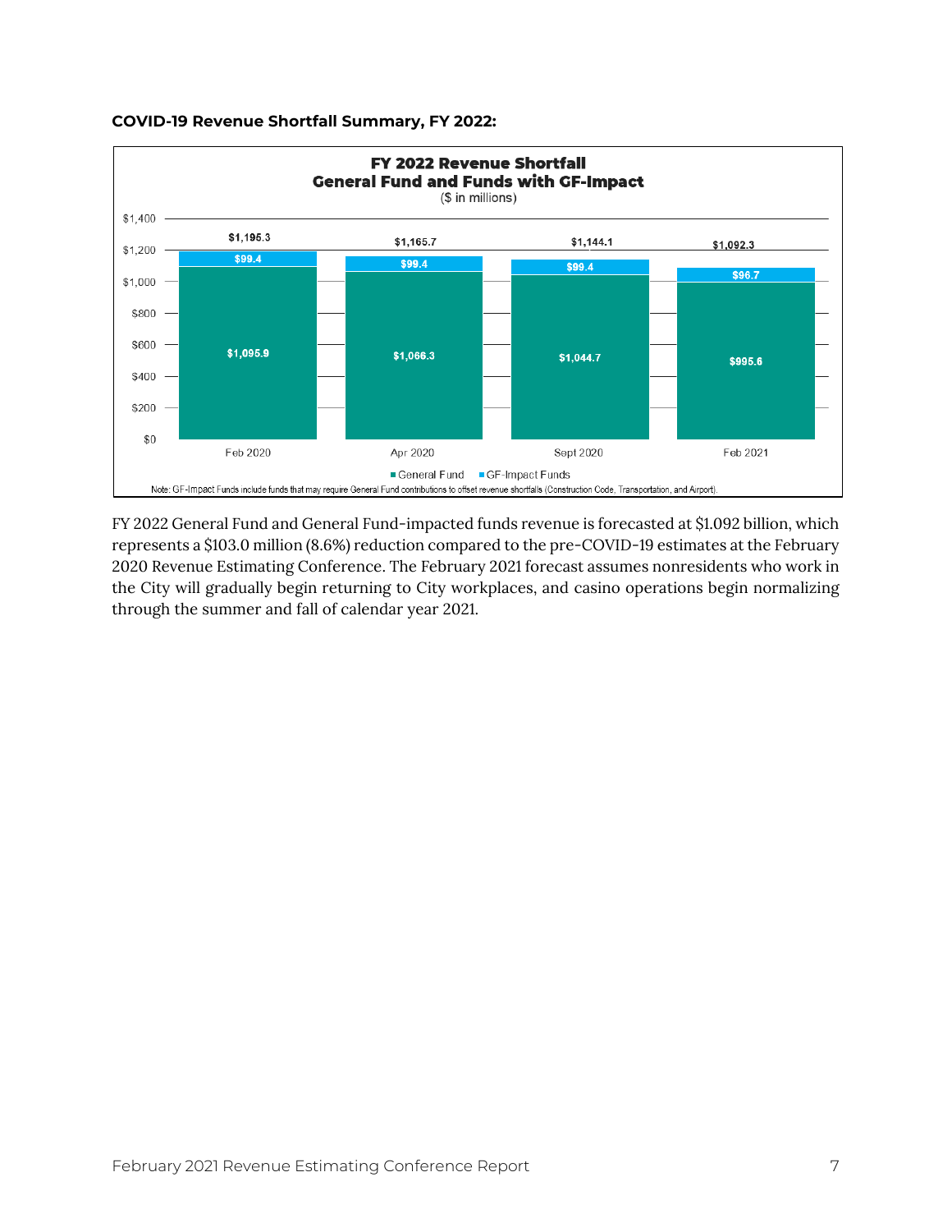**COVID-19 Revenue Shortfall Summary, FY 2022:**

**FY 2022 Revenue Shortfall**
**General Fund and Funds with GF-Impact**
($ in millions)

| | Feb 2020 | Apr 2020 | Sept 2020 | Feb 2021 |
|---|---|---|---|---|
| General Fund | $1,095.9 | $1,066.3 | $1,044.7 | $995.6 |
| GF-Impact Funds | $99.4 | $99.4 | $99.4 | $96.7 |
| Total | $1,195.3 | $1,165.7 | $1,144.1 | $1,092.3 |

Note: GF-Impact Funds include funds that may require General Fund contributions to offset revenue shortfalls (Construction Code, Transportation, and Airport).

FY 2022 General Fund and General Fund-impacted funds revenue is forecasted at $1.092 billion, which represents a $103.0 million (8.6%) reduction compared to the pre-COVID-19 estimates at the February 2020 Revenue Estimating Conference. The February 2021 forecast assumes nonresidents who work in the City will gradually begin returning to City workplaces, and casino operations begin normalizing through the summer and fall of calendar year 2021.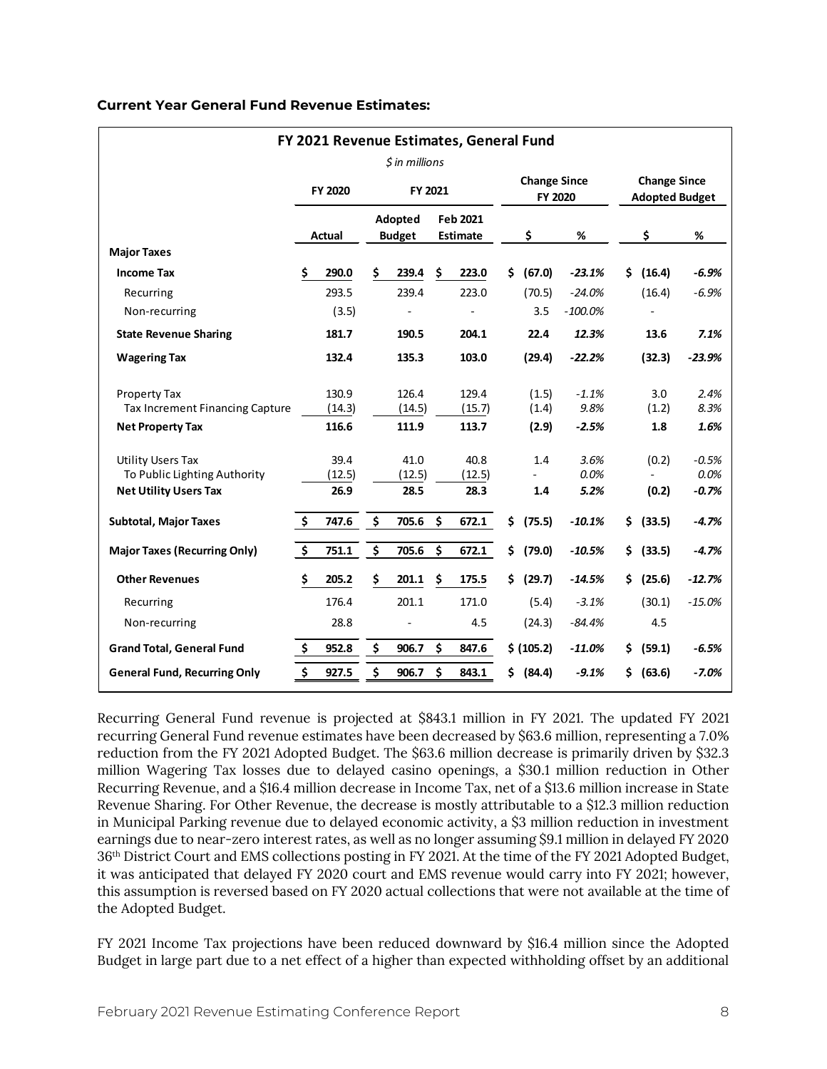**Current Year General Fund Revenue Estimates:**

| FY 2021 Revenue Estimates, General Fund<br>*$ in millions* | FY 2020 | FY 2021 | | Change Since FY 2020 | | Change Since Adopted Budget | |
|---|---|---|---|---|---|---|---|
| | Actual | Adopted Budget | Feb 2021 Estimate | $ | % | $ | % |
| **Major Taxes** | | | | | | | |
| **Income Tax** | **$ 290.0** | **$ 239.4** | **$ 223.0** | **$ (67.0)** | ***-23.1%*** | **$ (16.4)** | ***-6.9%*** |
| Recurring | 293.5 | 239.4 | 223.0 | (70.5) | *-24.0%* | (16.4) | *-6.9%* |
| Non-recurring | (3.5) | - | - | 3.5 | *-100.0%* | - | |
| **State Revenue Sharing** | **181.7** | **190.5** | **204.1** | **22.4** | ***12.3%*** | **13.6** | ***7.1%*** |
| **Wagering Tax** | **132.4** | **135.3** | **103.0** | **(29.4)** | ***-22.2%*** | **(32.3)** | ***-23.9%*** |
| Property Tax | 130.9 | 126.4 | 129.4 | (1.5) | *-1.1%* | 3.0 | *2.4%* |
| Tax Increment Financing Capture | (14.3) | (14.5) | (15.7) | (1.4) | *9.8%* | (1.2) | *8.3%* |
| **Net Property Tax** | **116.6** | **111.9** | **113.7** | **(2.9)** | ***-2.5%*** | **1.8** | ***1.6%*** |
| Utility Users Tax | 39.4 | 41.0 | 40.8 | 1.4 | *3.6%* | (0.2) | *-0.5%* |
| To Public Lighting Authority | (12.5) | (12.5) | (12.5) | - | *0.0%* | - | *0.0%* |
| **Net Utility Users Tax** | **26.9** | **28.5** | **28.3** | **1.4** | ***5.2%*** | **(0.2)** | ***-0.7%*** |
| **Subtotal, Major Taxes** | **$ 747.6** | **$ 705.6** | **$ 672.1** | **$ (75.5)** | ***-10.1%*** | **$ (33.5)** | ***-4.7%*** |
| **Major Taxes (Recurring Only)** | **$ 751.1** | **$ 705.6** | **$ 672.1** | **$ (79.0)** | ***-10.5%*** | **$ (33.5)** | ***-4.7%*** |
| **Other Revenues** | **$ 205.2** | **$ 201.1** | **$ 175.5** | **$ (29.7)** | ***-14.5%*** | **$ (25.6)** | ***-12.7%*** |
| Recurring | 176.4 | 201.1 | 171.0 | (5.4) | *-3.1%* | (30.1) | *-15.0%* |
| Non-recurring | 28.8 | - | 4.5 | (24.3) | *-84.4%* | 4.5 | |
| **Grand Total, General Fund** | **$ 952.8** | **$ 906.7** | **$ 847.6** | **$ (105.2)** | ***-11.0%*** | **$ (59.1)** | ***-6.5%*** |
| **General Fund, Recurring Only** | **$ 927.5** | **$ 906.7** | **$ 843.1** | **$ (84.4)** | ***-9.1%*** | **$ (63.6)** | ***-7.0%*** |

Recurring General Fund revenue is projected at $843.1 million in FY 2021. The updated FY 2021 recurring General Fund revenue estimates have been decreased by $63.6 million, representing a 7.0% reduction from the FY 2021 Adopted Budget. The $63.6 million decrease is primarily driven by $32.3 million Wagering Tax losses due to delayed casino openings, a $30.1 million reduction in Other Recurring Revenue, and a $16.4 million decrease in Income Tax, net of a $13.6 million increase in State Revenue Sharing. For Other Revenue, the decrease is mostly attributable to a $12.3 million reduction in Municipal Parking revenue due to delayed economic activity, a $3 million reduction in investment earnings due to near-zero interest rates, as well as no longer assuming $9.1 million in delayed FY 2020 36th District Court and EMS collections posting in FY 2021. At the time of the FY 2021 Adopted Budget, it was anticipated that delayed FY 2020 court and EMS revenue would carry into FY 2021; however, this assumption is reversed based on FY 2020 actual collections that were not available at the time of the Adopted Budget.

FY 2021 Income Tax projections have been reduced downward by $16.4 million since the Adopted Budget in large part due to a net effect of a higher than expected withholding offset by an additional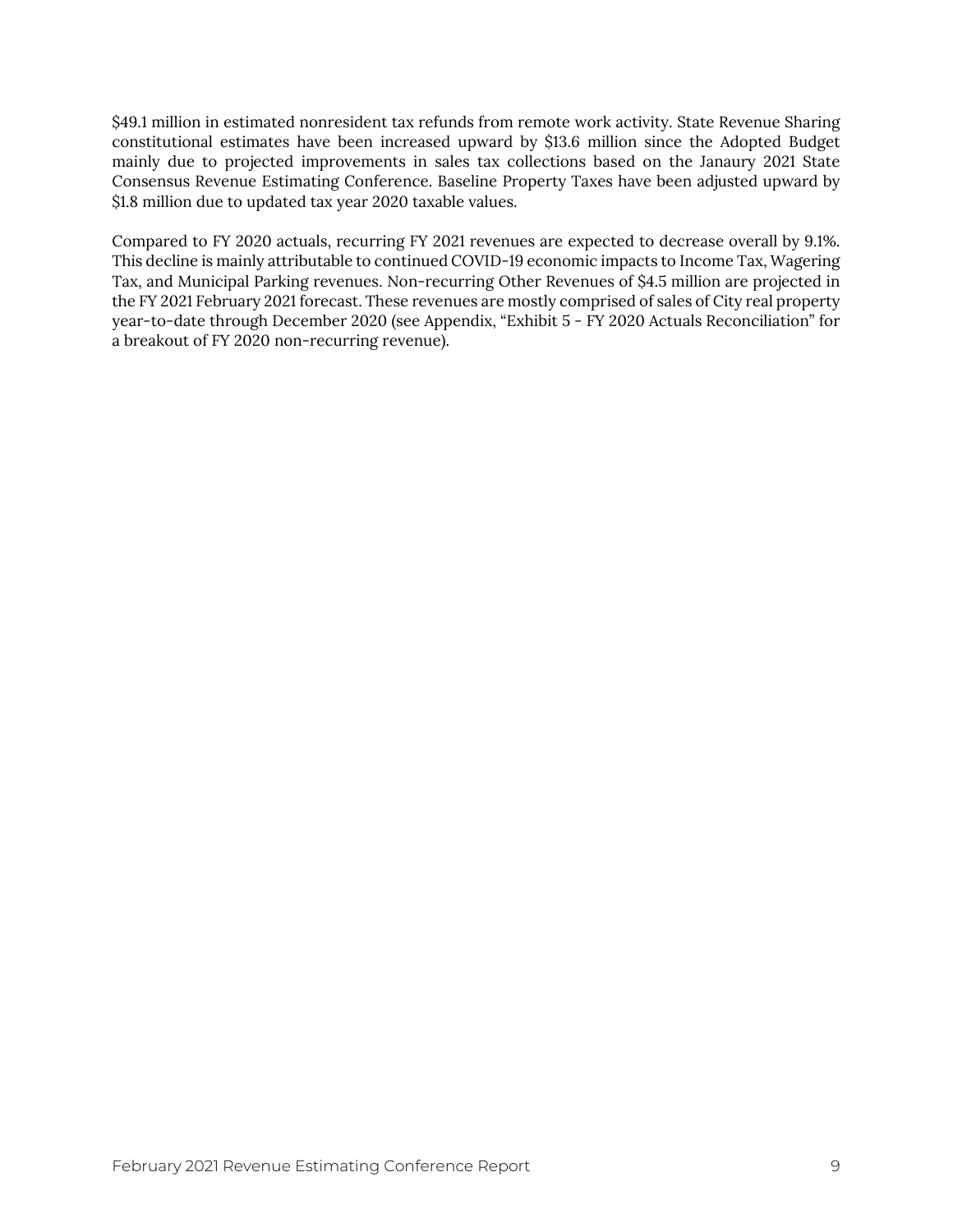$49.1 million in estimated nonresident tax refunds from remote work activity. State Revenue Sharing constitutional estimates have been increased upward by $13.6 million since the Adopted Budget mainly due to projected improvements in sales tax collections based on the Janaury 2021 State Consensus Revenue Estimating Conference. Baseline Property Taxes have been adjusted upward by $1.8 million due to updated tax year 2020 taxable values.

Compared to FY 2020 actuals, recurring FY 2021 revenues are expected to decrease overall by 9.1%. This decline is mainly attributable to continued COVID-19 economic impacts to Income Tax, Wagering Tax, and Municipal Parking revenues. Non-recurring Other Revenues of $4.5 million are projected in the FY 2021 February 2021 forecast. These revenues are mostly comprised of sales of City real property year-to-date through December 2020 (see Appendix, "Exhibit 5 - FY 2020 Actuals Reconciliation" for a breakout of FY 2020 non-recurring revenue).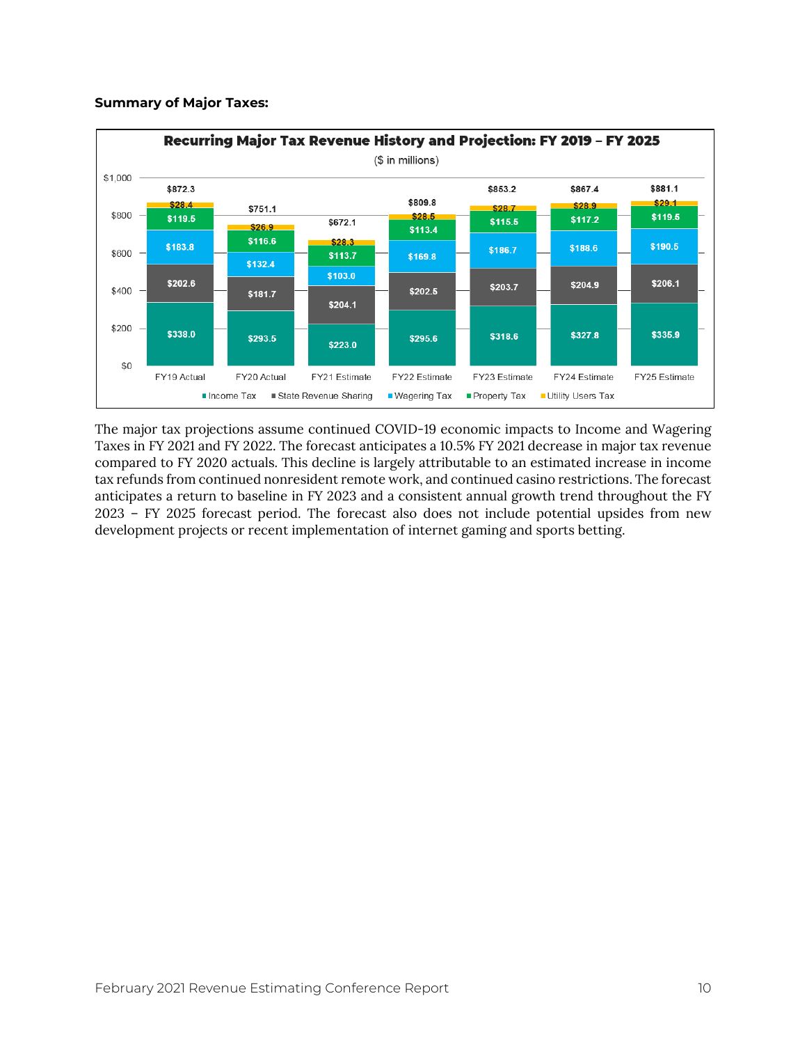**Summary of Major Taxes:**

**Recurring Major Tax Revenue History and Projection: FY 2019 – FY 2025**

($ in millions)

| | FY19 Actual | FY20 Actual | FY21 Estimate | FY22 Estimate | FY23 Estimate | FY24 Estimate | FY25 Estimate |
|---|---|---|---|---|---|---|---|
| Income Tax | $338.0 | $293.5 | $223.0 | $295.6 | $318.6 | $327.8 | $335.9 |
| State Revenue Sharing | $202.6 | $181.7 | $204.1 | $202.5 | $203.7 | $204.9 | $206.1 |
| Wagering Tax | $183.8 | $132.4 | $103.0 | $169.8 | $186.7 | $188.6 | $190.5 |
| Property Tax | $119.5 | $116.6 | $113.7 | $113.4 | $115.5 | $117.2 | $119.5 |
| Utility Users Tax | $28.4 | $26.9 | $28.3 | $28.5 | $28.7 | $28.9 | $29.1 |
| Total | $872.3 | $751.1 | $672.1 | $809.8 | $853.2 | $867.4 | $881.1 |

The major tax projections assume continued COVID-19 economic impacts to Income and Wagering Taxes in FY 2021 and FY 2022. The forecast anticipates a 10.5% FY 2021 decrease in major tax revenue compared to FY 2020 actuals. This decline is largely attributable to an estimated increase in income tax refunds from continued nonresident remote work, and continued casino restrictions. The forecast anticipates a return to baseline in FY 2023 and a consistent annual growth trend throughout the FY 2023 – FY 2025 forecast period. The forecast also does not include potential upsides from new development projects or recent implementation of internet gaming and sports betting.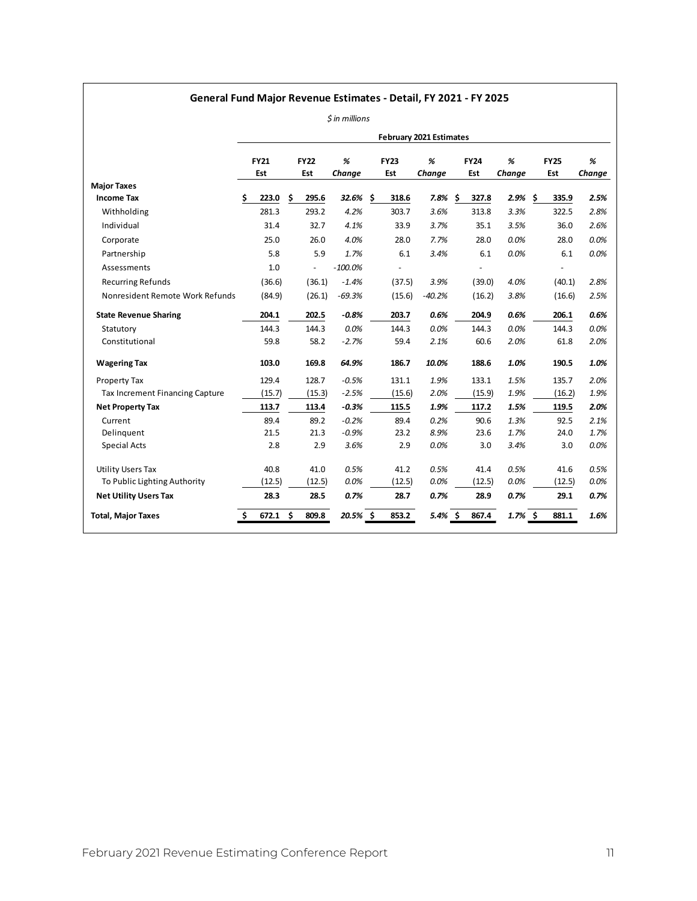## General Fund Major Revenue Estimates - Detail, FY 2021 - FY 2025

*$ in millions*

| | February 2021 Estimates | | | | | | | | |
|---|---|---|---|---|---|---|---|---|---|
| | **FY21 Est** | **FY22 Est** | ***% Change*** | **FY23 Est** | ***% Change*** | **FY24 Est** | ***% Change*** | **FY25 Est** | ***% Change*** |
| **Major Taxes** | | | | | | | | | |
| **Income Tax** | **$ 223.0** | **$ 295.6** | ***32.6%*** | **$ 318.6** | ***7.8%*** | **$ 327.8** | ***2.9%*** | **$ 335.9** | ***2.5%*** |
| Withholding | 281.3 | 293.2 | *4.2%* | 303.7 | *3.6%* | 313.8 | *3.3%* | 322.5 | *2.8%* |
| Individual | 31.4 | 32.7 | *4.1%* | 33.9 | *3.7%* | 35.1 | *3.5%* | 36.0 | *2.6%* |
| Corporate | 25.0 | 26.0 | *4.0%* | 28.0 | *7.7%* | 28.0 | *0.0%* | 28.0 | *0.0%* |
| Partnership | 5.8 | 5.9 | *1.7%* | 6.1 | *3.4%* | 6.1 | *0.0%* | 6.1 | *0.0%* |
| Assessments | 1.0 | - | *-100.0%* | - | | - | | - | |
| Recurring Refunds | (36.6) | (36.1) | *-1.4%* | (37.5) | *3.9%* | (39.0) | *4.0%* | (40.1) | *2.8%* |
| Nonresident Remote Work Refunds | (84.9) | (26.1) | *-69.3%* | (15.6) | *-40.2%* | (16.2) | *3.8%* | (16.6) | *2.5%* |
| **State Revenue Sharing** | **204.1** | **202.5** | ***-0.8%*** | **203.7** | ***0.6%*** | **204.9** | ***0.6%*** | **206.1** | ***0.6%*** |
| Statutory | 144.3 | 144.3 | *0.0%* | 144.3 | *0.0%* | 144.3 | *0.0%* | 144.3 | *0.0%* |
| Constitutional | 59.8 | 58.2 | *-2.7%* | 59.4 | *2.1%* | 60.6 | *2.0%* | 61.8 | *2.0%* |
| **Wagering Tax** | **103.0** | **169.8** | ***64.9%*** | **186.7** | ***10.0%*** | **188.6** | ***1.0%*** | **190.5** | ***1.0%*** |
| Property Tax | 129.4 | 128.7 | *-0.5%* | 131.1 | *1.9%* | 133.1 | *1.5%* | 135.7 | *2.0%* |
| Tax Increment Financing Capture | (15.7) | (15.3) | *-2.5%* | (15.6) | *2.0%* | (15.9) | *1.9%* | (16.2) | *1.9%* |
| **Net Property Tax** | **113.7** | **113.4** | ***-0.3%*** | **115.5** | ***1.9%*** | **117.2** | ***1.5%*** | **119.5** | ***2.0%*** |
| Current | 89.4 | 89.2 | *-0.2%* | 89.4 | *0.2%* | 90.6 | *1.3%* | 92.5 | *2.1%* |
| Delinquent | 21.5 | 21.3 | *-0.9%* | 23.2 | *8.9%* | 23.6 | *1.7%* | 24.0 | *1.7%* |
| Special Acts | 2.8 | 2.9 | *3.6%* | 2.9 | *0.0%* | 3.0 | *3.4%* | 3.0 | *0.0%* |
| Utility Users Tax | 40.8 | 41.0 | *0.5%* | 41.2 | *0.5%* | 41.4 | *0.5%* | 41.6 | *0.5%* |
| To Public Lighting Authority | (12.5) | (12.5) | *0.0%* | (12.5) | *0.0%* | (12.5) | *0.0%* | (12.5) | *0.0%* |
| **Net Utility Users Tax** | **28.3** | **28.5** | ***0.7%*** | **28.7** | ***0.7%*** | **28.9** | ***0.7%*** | **29.1** | ***0.7%*** |
| **Total, Major Taxes** | **$ 672.1** | **$ 809.8** | ***20.5%*** | **$ 853.2** | ***5.4%*** | **$ 867.4** | ***1.7%*** | **$ 881.1** | ***1.6%*** |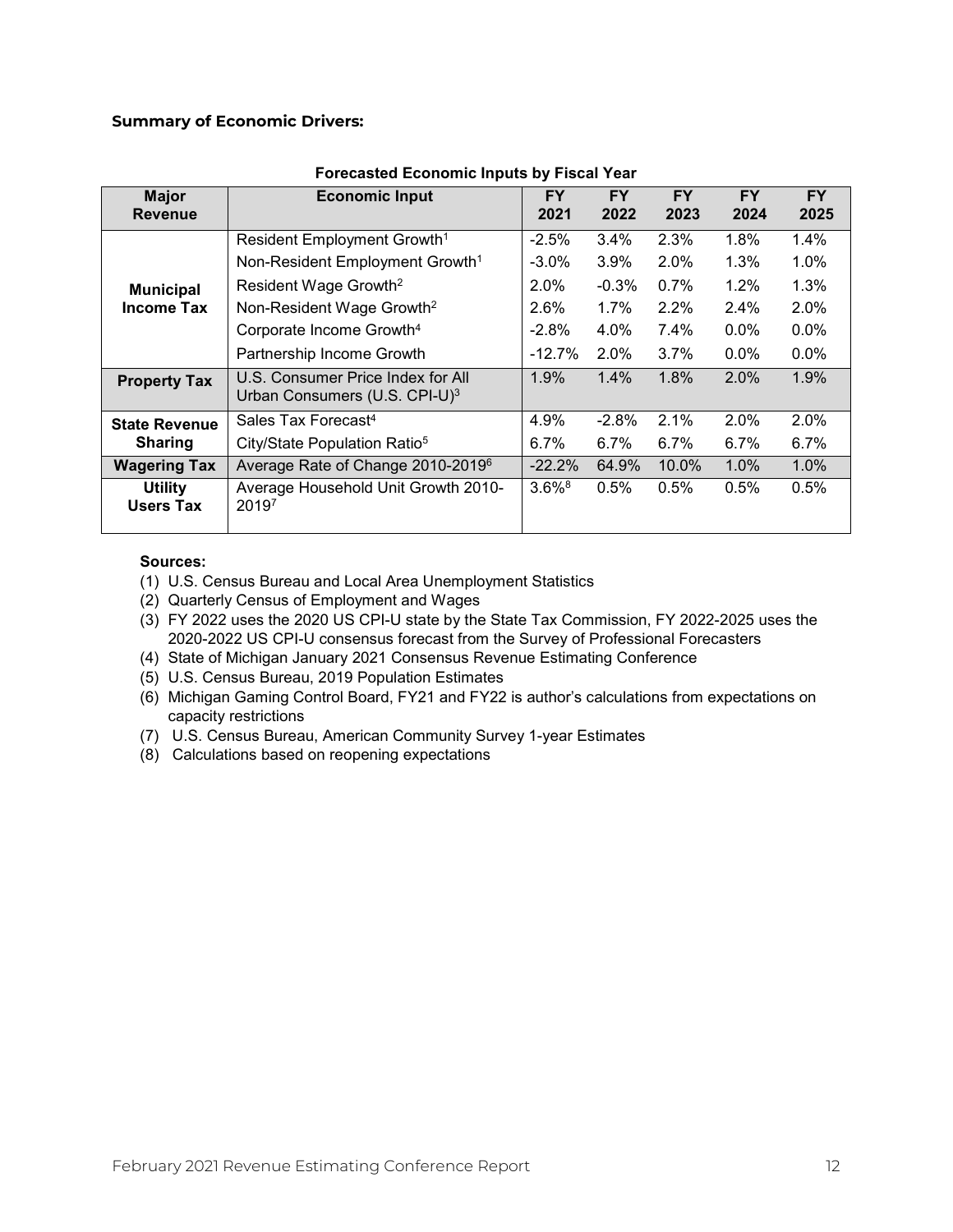### Summary of Economic Drivers:

**Forecasted Economic Inputs by Fiscal Year**

| Major Revenue | Economic Input | FY 2021 | FY 2022 | FY 2023 | FY 2024 | FY 2025 |
|---|---|---|---|---|---|---|
| **Municipal Income Tax** | Resident Employment Growth[1] | -2.5% | 3.4% | 2.3% | 1.8% | 1.4% |
| | Non-Resident Employment Growth[1] | -3.0% | 3.9% | 2.0% | 1.3% | 1.0% |
| | Resident Wage Growth[2] | 2.0% | -0.3% | 0.7% | 1.2% | 1.3% |
| | Non-Resident Wage Growth[2] | 2.6% | 1.7% | 2.2% | 2.4% | 2.0% |
| | Corporate Income Growth[4] | -2.8% | 4.0% | 7.4% | 0.0% | 0.0% |
| | Partnership Income Growth | -12.7% | 2.0% | 3.7% | 0.0% | 0.0% |
| **Property Tax** | U.S. Consumer Price Index for All Urban Consumers (U.S. CPI-U)[3] | 1.9% | 1.4% | 1.8% | 2.0% | 1.9% |
| **State Revenue Sharing** | Sales Tax Forecast[4] | 4.9% | -2.8% | 2.1% | 2.0% | 2.0% |
| | City/State Population Ratio[5] | 6.7% | 6.7% | 6.7% | 6.7% | 6.7% |
| **Wagering Tax** | Average Rate of Change 2010-2019[6] | -22.2% | 64.9% | 10.0% | 1.0% | 1.0% |
| **Utility Users Tax** | Average Household Unit Growth 2010-2019[7] | 3.6%[8] | 0.5% | 0.5% | 0.5% | 0.5% |

**Sources:**

(1) U.S. Census Bureau and Local Area Unemployment Statistics

(2) Quarterly Census of Employment and Wages

(3) FY 2022 uses the 2020 US CPI-U state by the State Tax Commission, FY 2022-2025 uses the 2020-2022 US CPI-U consensus forecast from the Survey of Professional Forecasters

(4) State of Michigan January 2021 Consensus Revenue Estimating Conference

(5) U.S. Census Bureau, 2019 Population Estimates

(6) Michigan Gaming Control Board, FY21 and FY22 is author's calculations from expectations on capacity restrictions

(7) U.S. Census Bureau, American Community Survey 1-year Estimates

(8) Calculations based on reopening expectations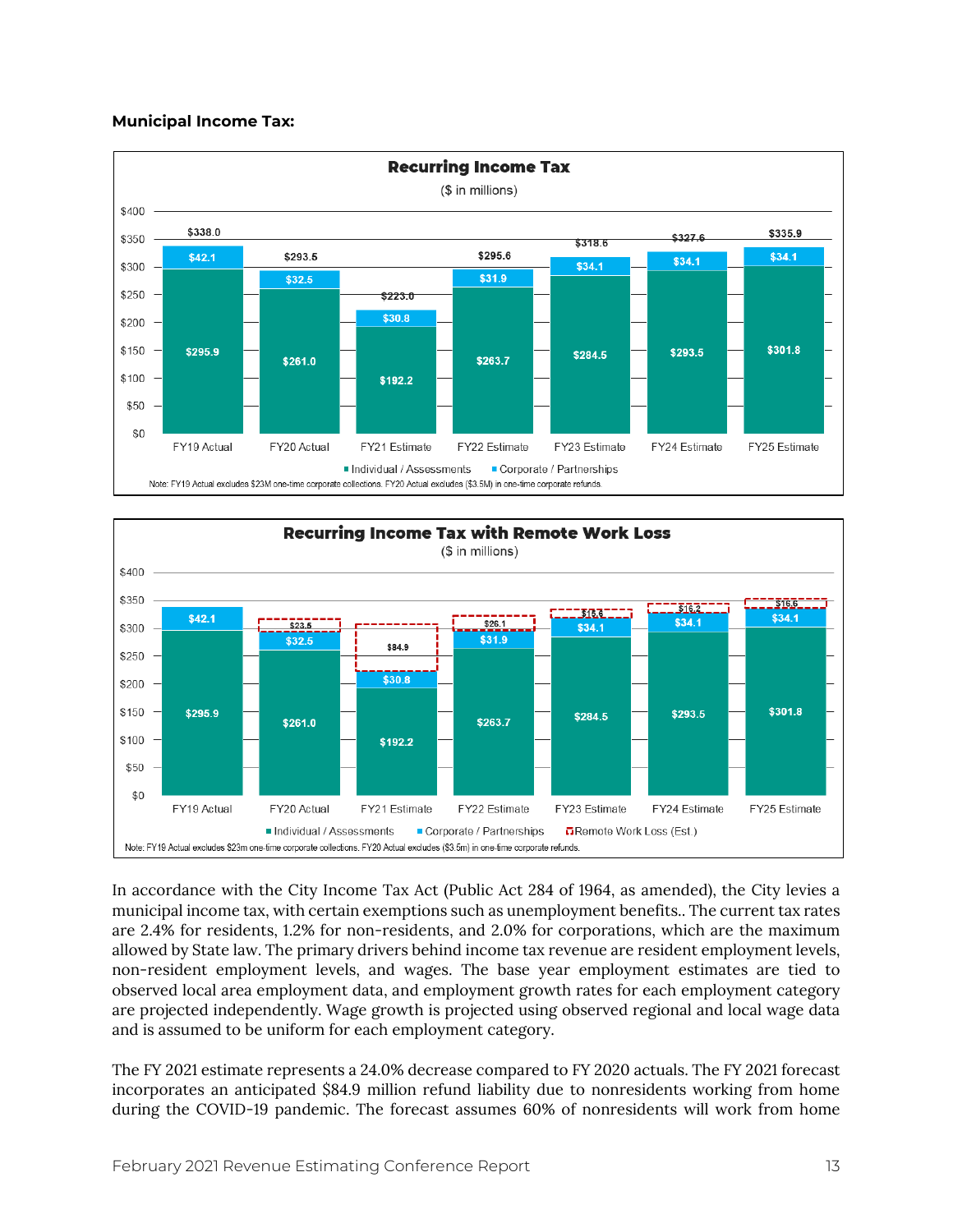**Municipal Income Tax:**

**Recurring Income Tax**

($ in millions)

| | FY19 Actual | FY20 Actual | FY21 Estimate | FY22 Estimate | FY23 Estimate | FY24 Estimate | FY25 Estimate |
|---|---|---|---|---|---|---|---|
| Individual / Assessments | $295.9 | $261.0 | $192.2 | $263.7 | $284.5 | $293.5 | $301.8 |
| Corporate / Partnerships | $42.1 | $32.5 | $30.8 | $31.9 | $34.1 | $34.1 | $34.1 |
| Total | $338.0 | $293.5 | $223.0 | $295.6 | $318.6 | $327.6 | $335.9 |

Note: FY19 Actual excludes $23M one-time corporate collections. FY20 Actual excludes ($3.5M) in one-time corporate refunds.

**Recurring Income Tax with Remote Work Loss**

($ in millions)

| | FY19 Actual | FY20 Actual | FY21 Estimate | FY22 Estimate | FY23 Estimate | FY24 Estimate | FY25 Estimate |
|---|---|---|---|---|---|---|---|
| Individual / Assessments | $295.9 | $261.0 | $192.2 | $263.7 | $284.5 | $293.5 | $301.8 |
| Corporate / Partnerships | $42.1 | $32.5 | $30.8 | $31.9 | $34.1 | $34.1 | $34.1 |
| Remote Work Loss (Est.) | | $23.5 | $84.9 | $26.1 | $16.6 | $16.2 | $16.6 |

Note: FY19 Actual excludes $23m one-time corporate collections. FY20 Actual excludes ($3.5m) in one-time corporate refunds.

In accordance with the City Income Tax Act (Public Act 284 of 1964, as amended), the City levies a municipal income tax, with certain exemptions such as unemployment benefits.. The current tax rates are 2.4% for residents, 1.2% for non-residents, and 2.0% for corporations, which are the maximum allowed by State law. The primary drivers behind income tax revenue are resident employment levels, non-resident employment levels, and wages. The base year employment estimates are tied to observed local area employment data, and employment growth rates for each employment category are projected independently. Wage growth is projected using observed regional and local wage data and is assumed to be uniform for each employment category.

The FY 2021 estimate represents a 24.0% decrease compared to FY 2020 actuals. The FY 2021 forecast incorporates an anticipated $84.9 million refund liability due to nonresidents working from home during the COVID-19 pandemic. The forecast assumes 60% of nonresidents will work from home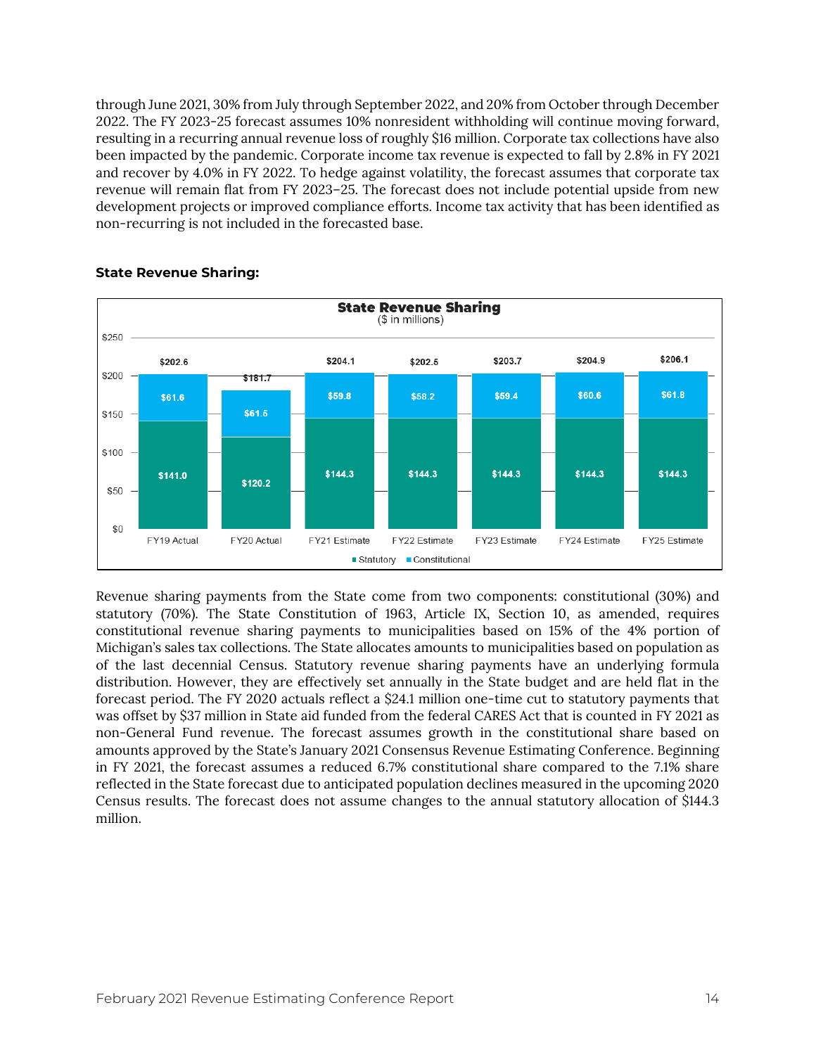through June 2021, 30% from July through September 2022, and 20% from October through December 2022. The FY 2023-25 forecast assumes 10% nonresident withholding will continue moving forward, resulting in a recurring annual revenue loss of roughly $16 million. Corporate tax collections have also been impacted by the pandemic. Corporate income tax revenue is expected to fall by 2.8% in FY 2021 and recover by 4.0% in FY 2022. To hedge against volatility, the forecast assumes that corporate tax revenue will remain flat from FY 2023–25. The forecast does not include potential upside from new development projects or improved compliance efforts. Income tax activity that has been identified as non-recurring is not included in the forecasted base.

**State Revenue Sharing:**

**State Revenue Sharing**
($ in millions)

| | FY19 Actual | FY20 Actual | FY21 Estimate | FY22 Estimate | FY23 Estimate | FY24 Estimate | FY25 Estimate |
|---|---|---|---|---|---|---|---|
| Statutory | $141.0 | $120.2 | $144.3 | $144.3 | $144.3 | $144.3 | $144.3 |
| Constitutional | $61.6 | $61.5 | $59.8 | $58.2 | $59.4 | $60.6 | $61.8 |
| Total | $202.6 | $181.7 | $204.1 | $202.5 | $203.7 | $204.9 | $206.1 |

Revenue sharing payments from the State come from two components: constitutional (30%) and statutory (70%). The State Constitution of 1963, Article IX, Section 10, as amended, requires constitutional revenue sharing payments to municipalities based on 15% of the 4% portion of Michigan's sales tax collections. The State allocates amounts to municipalities based on population as of the last decennial Census. Statutory revenue sharing payments have an underlying formula distribution. However, they are effectively set annually in the State budget and are held flat in the forecast period. The FY 2020 actuals reflect a $24.1 million one-time cut to statutory payments that was offset by $37 million in State aid funded from the federal CARES Act that is counted in FY 2021 as non-General Fund revenue. The forecast assumes growth in the constitutional share based on amounts approved by the State's January 2021 Consensus Revenue Estimating Conference. Beginning in FY 2021, the forecast assumes a reduced 6.7% constitutional share compared to the 7.1% share reflected in the State forecast due to anticipated population declines measured in the upcoming 2020 Census results. The forecast does not assume changes to the annual statutory allocation of $144.3 million.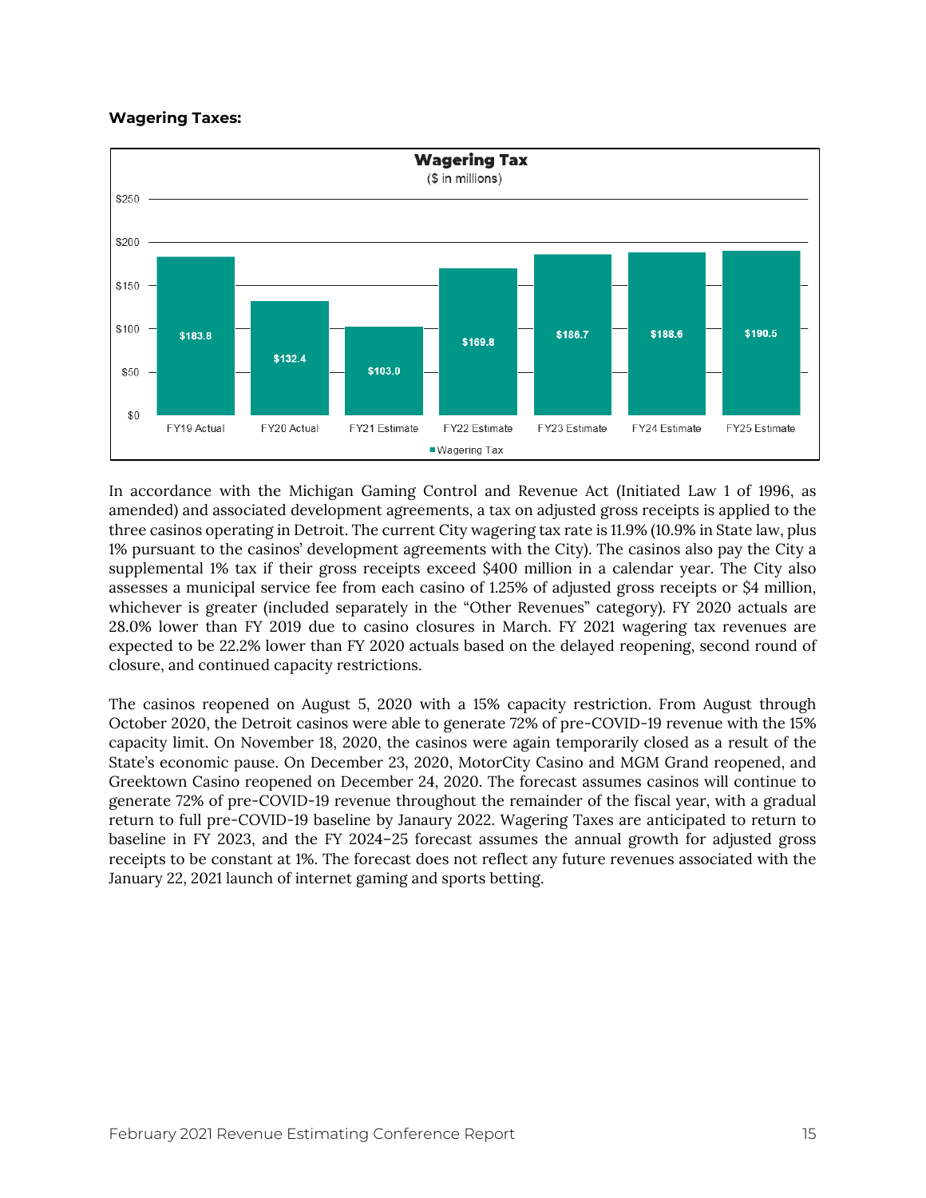**Wagering Taxes:**

**Wagering Tax**
($ in millions)

| | FY19 Actual | FY20 Actual | FY21 Estimate | FY22 Estimate | FY23 Estimate | FY24 Estimate | FY25 Estimate |
|---|---|---|---|---|---|---|---|
| Wagering Tax | $183.8 | $132.4 | $103.0 | $169.8 | $186.7 | $188.6 | $190.5 |

In accordance with the Michigan Gaming Control and Revenue Act (Initiated Law 1 of 1996, as amended) and associated development agreements, a tax on adjusted gross receipts is applied to the three casinos operating in Detroit. The current City wagering tax rate is 11.9% (10.9% in State law, plus 1% pursuant to the casinos' development agreements with the City). The casinos also pay the City a supplemental 1% tax if their gross receipts exceed $400 million in a calendar year. The City also assesses a municipal service fee from each casino of 1.25% of adjusted gross receipts or $4 million, whichever is greater (included separately in the "Other Revenues" category). FY 2020 actuals are 28.0% lower than FY 2019 due to casino closures in March. FY 2021 wagering tax revenues are expected to be 22.2% lower than FY 2020 actuals based on the delayed reopening, second round of closure, and continued capacity restrictions.

The casinos reopened on August 5, 2020 with a 15% capacity restriction. From August through October 2020, the Detroit casinos were able to generate 72% of pre-COVID-19 revenue with the 15% capacity limit. On November 18, 2020, the casinos were again temporarily closed as a result of the State's economic pause. On December 23, 2020, MotorCity Casino and MGM Grand reopened, and Greektown Casino reopened on December 24, 2020. The forecast assumes casinos will continue to generate 72% of pre-COVID-19 revenue throughout the remainder of the fiscal year, with a gradual return to full pre-COVID-19 baseline by Janaury 2022. Wagering Taxes are anticipated to return to baseline in FY 2023, and the FY 2024–25 forecast assumes the annual growth for adjusted gross receipts to be constant at 1%. The forecast does not reflect any future revenues associated with the January 22, 2021 launch of internet gaming and sports betting.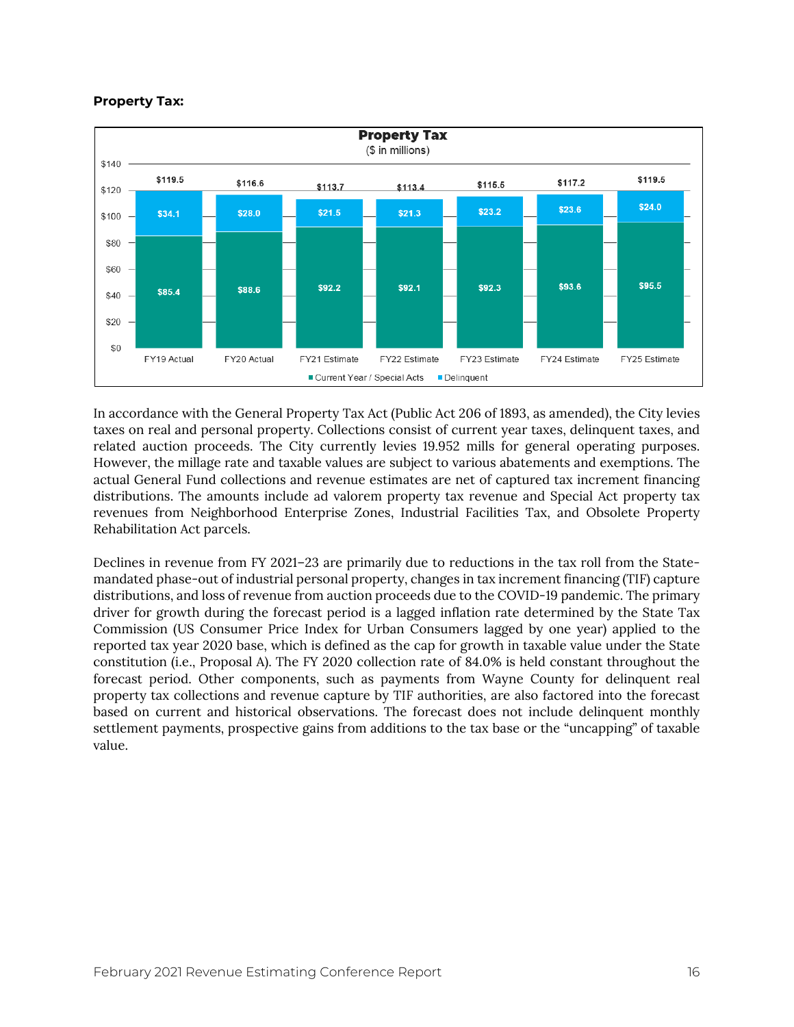**Property Tax:**

**Property Tax**
($ in millions)

| | FY19 Actual | FY20 Actual | FY21 Estimate | FY22 Estimate | FY23 Estimate | FY24 Estimate | FY25 Estimate |
|---|---|---|---|---|---|---|---|
| Current Year / Special Acts | $85.4 | $88.6 | $92.2 | $92.1 | $92.3 | $93.6 | $95.5 |
| Delinquent | $34.1 | $28.0 | $21.5 | $21.3 | $23.2 | $23.6 | $24.0 |
| Total | $119.5 | $116.6 | $113.7 | $113.4 | $115.5 | $117.2 | $119.5 |

In accordance with the General Property Tax Act (Public Act 206 of 1893, as amended), the City levies taxes on real and personal property. Collections consist of current year taxes, delinquent taxes, and related auction proceeds. The City currently levies 19.952 mills for general operating purposes. However, the millage rate and taxable values are subject to various abatements and exemptions. The actual General Fund collections and revenue estimates are net of captured tax increment financing distributions. The amounts include ad valorem property tax revenue and Special Act property tax revenues from Neighborhood Enterprise Zones, Industrial Facilities Tax, and Obsolete Property Rehabilitation Act parcels.

Declines in revenue from FY 2021–23 are primarily due to reductions in the tax roll from the State-mandated phase-out of industrial personal property, changes in tax increment financing (TIF) capture distributions, and loss of revenue from auction proceeds due to the COVID-19 pandemic. The primary driver for growth during the forecast period is a lagged inflation rate determined by the State Tax Commission (US Consumer Price Index for Urban Consumers lagged by one year) applied to the reported tax year 2020 base, which is defined as the cap for growth in taxable value under the State constitution (i.e., Proposal A). The FY 2020 collection rate of 84.0% is held constant throughout the forecast period. Other components, such as payments from Wayne County for delinquent real property tax collections and revenue capture by TIF authorities, are also factored into the forecast based on current and historical observations. The forecast does not include delinquent monthly settlement payments, prospective gains from additions to the tax base or the "uncapping" of taxable value.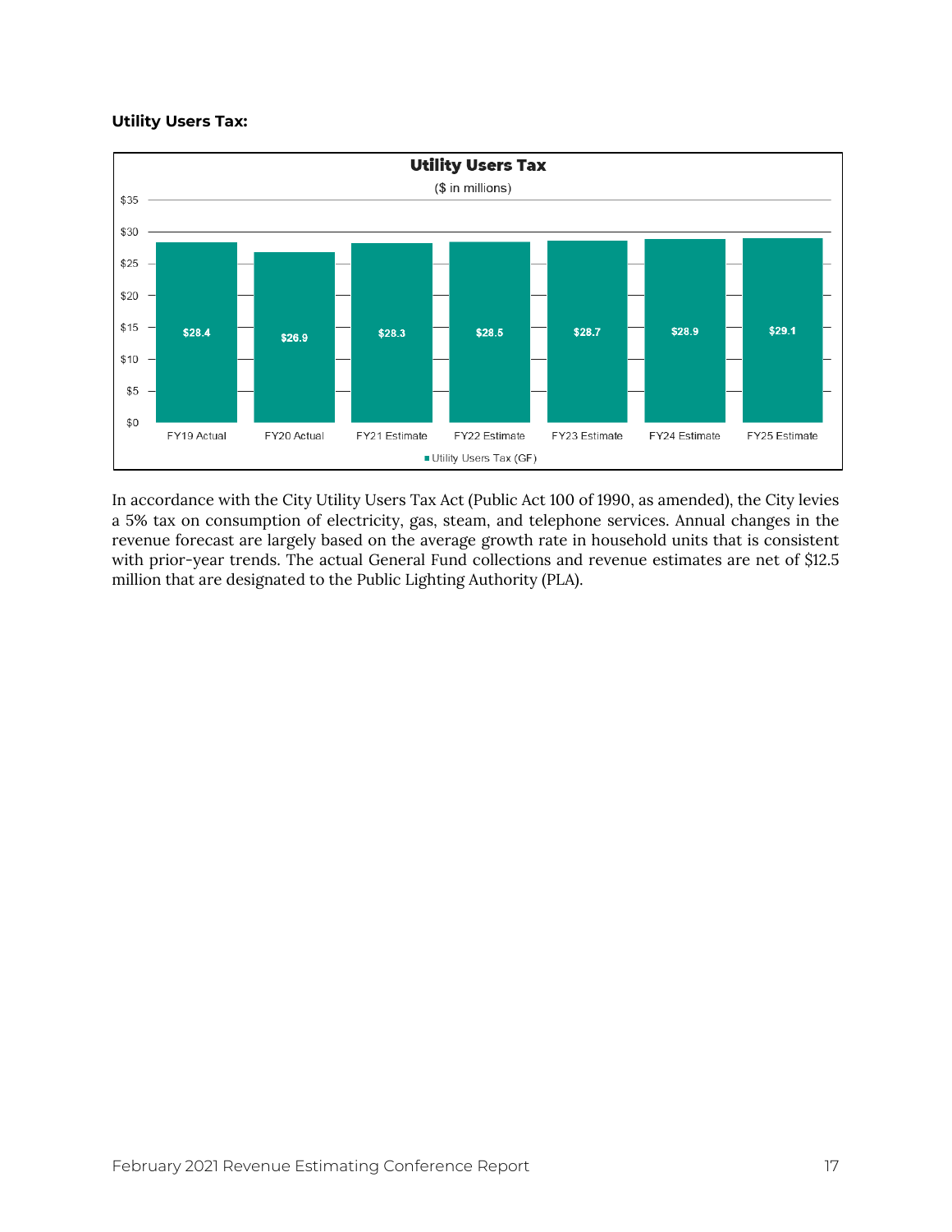**Utility Users Tax:**

| Utility Users Tax ($ in millions) | FY19 Actual | FY20 Actual | FY21 Estimate | FY22 Estimate | FY23 Estimate | FY24 Estimate | FY25 Estimate |
|---|---|---|---|---|---|---|---|
| Utility Users Tax (GF) | $28.4 | $26.9 | $28.3 | $28.5 | $28.7 | $28.9 | $29.1 |

In accordance with the City Utility Users Tax Act (Public Act 100 of 1990, as amended), the City levies a 5% tax on consumption of electricity, gas, steam, and telephone services. Annual changes in the revenue forecast are largely based on the average growth rate in household units that is consistent with prior-year trends. The actual General Fund collections and revenue estimates are net of $12.5 million that are designated to the Public Lighting Authority (PLA).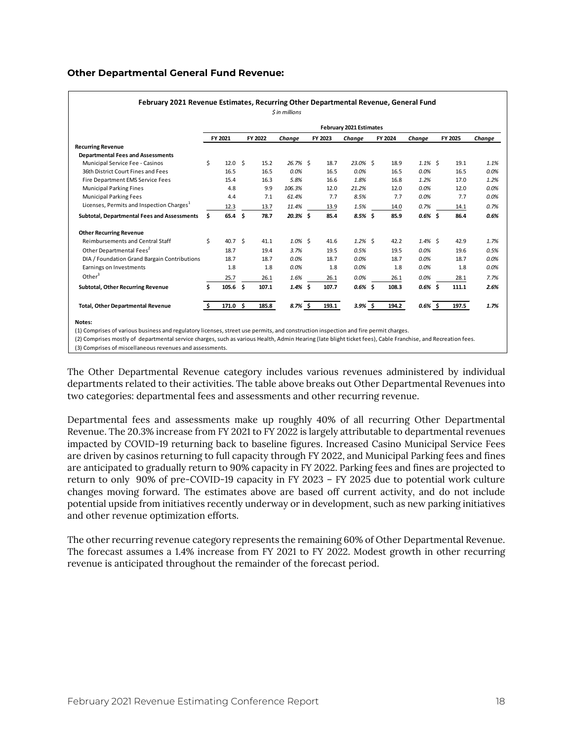**Other Departmental General Fund Revenue:**

**February 2021 Revenue Estimates, Recurring Other Departmental Revenue, General Fund**

*$ in millions*

| | February 2021 Estimates | | | | | | | | |
|---|---|---|---|---|---|---|---|---|---|
| | FY 2021 | FY 2022 | *Change* | FY 2023 | *Change* | FY 2024 | *Change* | FY 2025 | *Change* |
| **Recurring Revenue** | | | | | | | | | |
| **Departmental Fees and Assessments** | | | | | | | | | |
| Municipal Service Fee - Casinos | $ 12.0 | $ 15.2 | *26.7%* | $ 18.7 | *23.0%* | $ 18.9 | *1.1%* | $ 19.1 | *1.1%* |
| 36th District Court Fines and Fees | 16.5 | 16.5 | *0.0%* | 16.5 | *0.0%* | 16.5 | *0.0%* | 16.5 | *0.0%* |
| Fire Department EMS Service Fees | 15.4 | 16.3 | *5.8%* | 16.6 | *1.8%* | 16.8 | *1.2%* | 17.0 | *1.2%* |
| Municipal Parking Fines | 4.8 | 9.9 | *106.3%* | 12.0 | *21.2%* | 12.0 | *0.0%* | 12.0 | *0.0%* |
| Municipal Parking Fees | 4.4 | 7.1 | *61.4%* | 7.7 | *8.5%* | 7.7 | *0.0%* | 7.7 | *0.0%* |
| Licenses, Permits and Inspection Charges[1] | 12.3 | 13.7 | *11.4%* | 13.9 | *1.5%* | 14.0 | *0.7%* | 14.1 | *0.7%* |
| **Subtotal, Departmental Fees and Assessments** | **$ 65.4** | **$ 78.7** | ***20.3%*** | **$ 85.4** | ***8.5%*** | **$ 85.9** | ***0.6%*** | **$ 86.4** | ***0.6%*** |
| **Other Recurring Revenue** | | | | | | | | | |
| Reimbursements and Central Staff | $ 40.7 | $ 41.1 | *1.0%* | $ 41.6 | *1.2%* | $ 42.2 | *1.4%* | $ 42.9 | *1.7%* |
| Other Departmental Fees[2] | 18.7 | 19.4 | *3.7%* | 19.5 | *0.5%* | 19.5 | *0.0%* | 19.6 | *0.5%* |
| DIA / Foundation Grand Bargain Contributions | 18.7 | 18.7 | *0.0%* | 18.7 | *0.0%* | 18.7 | *0.0%* | 18.7 | *0.0%* |
| Earnings on Investments | 1.8 | 1.8 | *0.0%* | 1.8 | *0.0%* | 1.8 | *0.0%* | 1.8 | *0.0%* |
| Other[3] | 25.7 | 26.1 | *1.6%* | 26.1 | *0.0%* | 26.1 | *0.0%* | 28.1 | *7.7%* |
| **Subtotal, Other Recurring Revenue** | **$ 105.6** | **$ 107.1** | ***1.4%*** | **$ 107.7** | ***0.6%*** | **$ 108.3** | ***0.6%*** | **$ 111.1** | ***2.6%*** |
| **Total, Other Departmental Revenue** | **$ 171.0** | **$ 185.8** | ***8.7%*** | **$ 193.1** | ***3.9%*** | **$ 194.2** | ***0.6%*** | **$ 197.5** | ***1.7%*** |

**Notes:**

(1) Comprises of various business and regulatory licenses, street use permits, and construction inspection and fire permit charges.

(2) Comprises mostly of departmental service charges, such as various Health, Admin Hearing (late blight ticket fees), Cable Franchise, and Recreation fees.

(3) Comprises of miscellaneous revenues and assessments.

The Other Departmental Revenue category includes various revenues administered by individual departments related to their activities. The table above breaks out Other Departmental Revenues into two categories: departmental fees and assessments and other recurring revenue.

Departmental fees and assessments make up roughly 40% of all recurring Other Departmental Revenue. The 20.3% increase from FY 2021 to FY 2022 is largely attributable to departmental revenues impacted by COVID-19 returning back to baseline figures. Increased Casino Municipal Service Fees are driven by casinos returning to full capacity through FY 2022, and Municipal Parking fees and fines are anticipated to gradually return to 90% capacity in FY 2022. Parking fees and fines are projected to return to only 90% of pre-COVID-19 capacity in FY 2023 – FY 2025 due to potential work culture changes moving forward. The estimates above are based off current activity, and do not include potential upside from initiatives recently underway or in development, such as new parking initiatives and other revenue optimization efforts.

The other recurring revenue category represents the remaining 60% of Other Departmental Revenue. The forecast assumes a 1.4% increase from FY 2021 to FY 2022. Modest growth in other recurring revenue is anticipated throughout the remainder of the forecast period.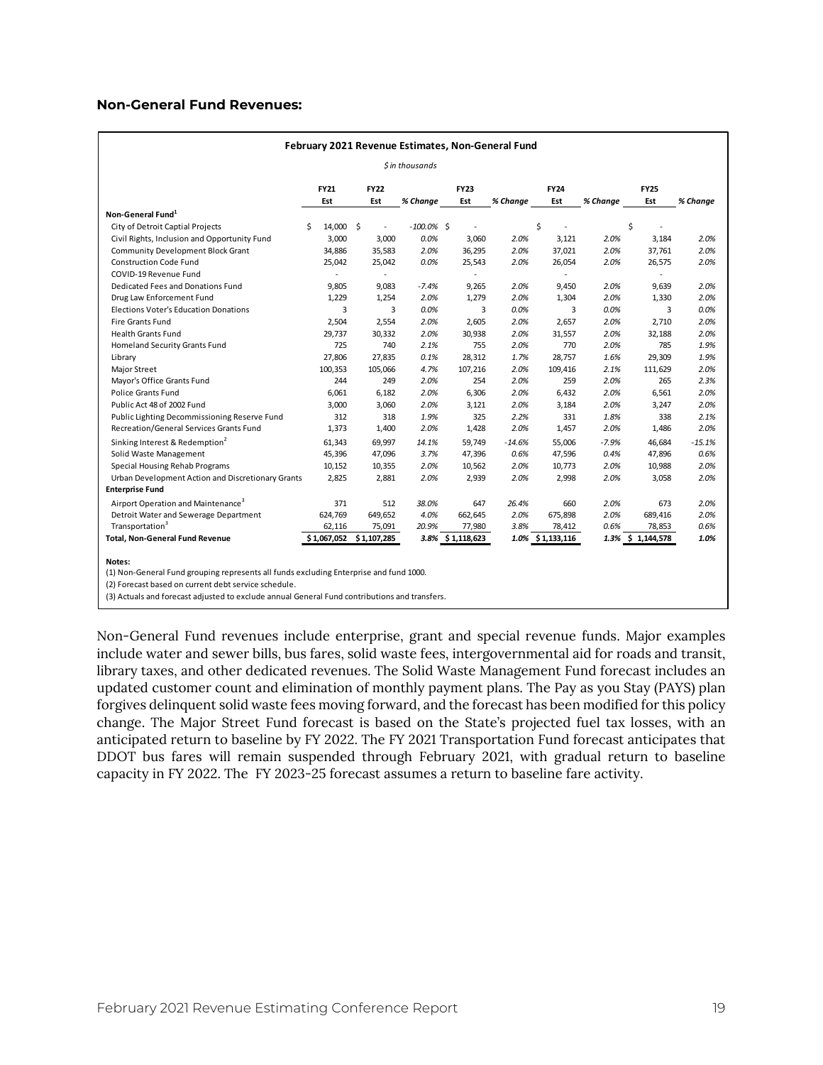**Non-General Fund Revenues:**

**February 2021 Revenue Estimates, Non-General Fund**

*$ in thousands*

| | FY21 Est | FY22 Est | % Change | FY23 Est | % Change | FY24 Est | % Change | FY25 Est | % Change |
|---|---|---|---|---|---|---|---|---|---|
| **Non-General Fund**[1] | | | | | | | | | |
| City of Detroit Captial Projects | $ 14,000 | $ - | -100.0% | $ - | | $ - | | $ - | |
| Civil Rights, Inclusion and Opportunity Fund | 3,000 | 3,000 | 0.0% | 3,060 | 2.0% | 3,121 | 2.0% | 3,184 | 2.0% |
| Community Development Block Grant | 34,886 | 35,583 | 2.0% | 36,295 | 2.0% | 37,021 | 2.0% | 37,761 | 2.0% |
| Construction Code Fund | 25,042 | 25,042 | 0.0% | 25,543 | 2.0% | 26,054 | 2.0% | 26,575 | 2.0% |
| COVID-19 Revenue Fund | - | - | | - | | - | | - | |
| Dedicated Fees and Donations Fund | 9,805 | 9,083 | -7.4% | 9,265 | 2.0% | 9,450 | 2.0% | 9,639 | 2.0% |
| Drug Law Enforcement Fund | 1,229 | 1,254 | 2.0% | 1,279 | 2.0% | 1,304 | 2.0% | 1,330 | 2.0% |
| Elections Voter's Education Donations | 3 | 3 | 0.0% | 3 | 0.0% | 3 | 0.0% | 3 | 0.0% |
| Fire Grants Fund | 2,504 | 2,554 | 2.0% | 2,605 | 2.0% | 2,657 | 2.0% | 2,710 | 2.0% |
| Health Grants Fund | 29,737 | 30,332 | 2.0% | 30,938 | 2.0% | 31,557 | 2.0% | 32,188 | 2.0% |
| Homeland Security Grants Fund | 725 | 740 | 2.1% | 755 | 2.0% | 770 | 2.0% | 785 | 1.9% |
| Library | 27,806 | 27,835 | 0.1% | 28,312 | 1.7% | 28,757 | 1.6% | 29,309 | 1.9% |
| Major Street | 100,353 | 105,066 | 4.7% | 107,216 | 2.0% | 109,416 | 2.1% | 111,629 | 2.0% |
| Mayor's Office Grants Fund | 244 | 249 | 2.0% | 254 | 2.0% | 259 | 2.0% | 265 | 2.3% |
| Police Grants Fund | 6,061 | 6,182 | 2.0% | 6,306 | 2.0% | 6,432 | 2.0% | 6,561 | 2.0% |
| Public Act 48 of 2002 Fund | 3,000 | 3,060 | 2.0% | 3,121 | 2.0% | 3,184 | 2.0% | 3,247 | 2.0% |
| Public Lighting Decommissioning Reserve Fund | 312 | 318 | 1.9% | 325 | 2.2% | 331 | 1.8% | 338 | 2.1% |
| Recreation/General Services Grants Fund | 1,373 | 1,400 | 2.0% | 1,428 | 2.0% | 1,457 | 2.0% | 1,486 | 2.0% |
| Sinking Interest & Redemption[2] | 61,343 | 69,997 | 14.1% | 59,749 | -14.6% | 55,006 | -7.9% | 46,684 | -15.1% |
| Solid Waste Management | 45,396 | 47,096 | 3.7% | 47,396 | 0.6% | 47,596 | 0.4% | 47,896 | 0.6% |
| Special Housing Rehab Programs | 10,152 | 10,355 | 2.0% | 10,562 | 2.0% | 10,773 | 2.0% | 10,988 | 2.0% |
| Urban Development Action and Discretionary Grants | 2,825 | 2,881 | 2.0% | 2,939 | 2.0% | 2,998 | 2.0% | 3,058 | 2.0% |
| **Enterprise Fund** | | | | | | | | | |
| Airport Operation and Maintenance[3] | 371 | 512 | 38.0% | 647 | 26.4% | 660 | 2.0% | 673 | 2.0% |
| Detroit Water and Sewerage Department | 624,769 | 649,652 | 4.0% | 662,645 | 2.0% | 675,898 | 2.0% | 689,416 | 2.0% |
| Transportation[3] | 62,116 | 75,091 | 20.9% | 77,980 | 3.8% | 78,412 | 0.6% | 78,853 | 0.6% |
| **Total, Non-General Fund Revenue** | **$ 1,067,052** | **$ 1,107,285** | **3.8%** | **$ 1,118,623** | **1.0%** | **$ 1,133,116** | **1.3%** | **$ 1,144,578** | **1.0%** |

**Notes:**

(1) Non-General Fund grouping represents all funds excluding Enterprise and fund 1000.

(2) Forecast based on current debt service schedule.

(3) Actuals and forecast adjusted to exclude annual General Fund contributions and transfers.

Non-General Fund revenues include enterprise, grant and special revenue funds. Major examples include water and sewer bills, bus fares, solid waste fees, intergovernmental aid for roads and transit, library taxes, and other dedicated revenues. The Solid Waste Management Fund forecast includes an updated customer count and elimination of monthly payment plans. The Pay as you Stay (PAYS) plan forgives delinquent solid waste fees moving forward, and the forecast has been modified for this policy change. The Major Street Fund forecast is based on the State's projected fuel tax losses, with an anticipated return to baseline by FY 2022. The FY 2021 Transportation Fund forecast anticipates that DDOT bus fares will remain suspended through February 2021, with gradual return to baseline capacity in FY 2022. The FY 2023-25 forecast assumes a return to baseline fare activity.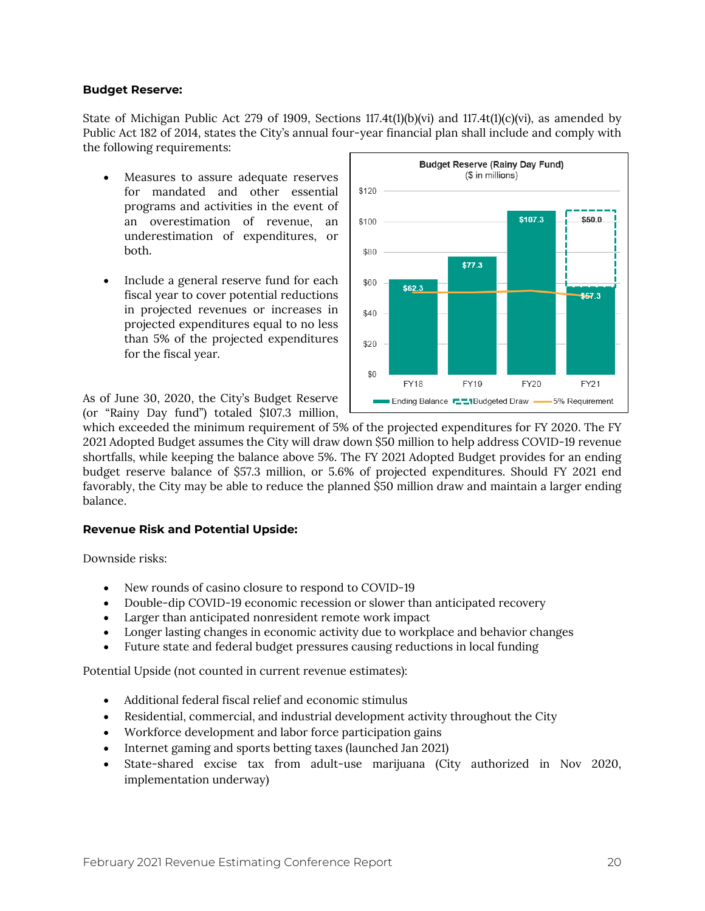**Budget Reserve:**

State of Michigan Public Act 279 of 1909, Sections 117.4t(1)(b)(vi) and 117.4t(1)(c)(vi), as amended by Public Act 182 of 2014, states the City's annual four-year financial plan shall include and comply with the following requirements:

- Measures to assure adequate reserves for mandated and other essential programs and activities in the event of an overestimation of revenue, an underestimation of expenditures, or both.
- Include a general reserve fund for each fiscal year to cover potential reductions in projected revenues or increases in projected expenditures equal to no less than 5% of the projected expenditures for the fiscal year.

**Budget Reserve (Rainy Day Fund)**
($ in millions)

| | FY18 | FY19 | FY20 | FY21 |
|---|---|---|---|---|
| Ending Balance | $62.3 | $77.3 | $107.3 | $57.3 |
| Budgeted Draw | | | | $50.0 |

As of June 30, 2020, the City's Budget Reserve (or "Rainy Day fund") totaled $107.3 million, which exceeded the minimum requirement of 5% of the projected expenditures for FY 2020. The FY 2021 Adopted Budget assumes the City will draw down $50 million to help address COVID-19 revenue shortfalls, while keeping the balance above 5%. The FY 2021 Adopted Budget provides for an ending budget reserve balance of $57.3 million, or 5.6% of projected expenditures. Should FY 2021 end favorably, the City may be able to reduce the planned $50 million draw and maintain a larger ending balance.

**Revenue Risk and Potential Upside:**

Downside risks:

- New rounds of casino closure to respond to COVID-19
- Double-dip COVID-19 economic recession or slower than anticipated recovery
- Larger than anticipated nonresident remote work impact
- Longer lasting changes in economic activity due to workplace and behavior changes
- Future state and federal budget pressures causing reductions in local funding

Potential Upside (not counted in current revenue estimates):

- Additional federal fiscal relief and economic stimulus
- Residential, commercial, and industrial development activity throughout the City
- Workforce development and labor force participation gains
- Internet gaming and sports betting taxes (launched Jan 2021)
- State-shared excise tax from adult-use marijuana (City authorized in Nov 2020, implementation underway)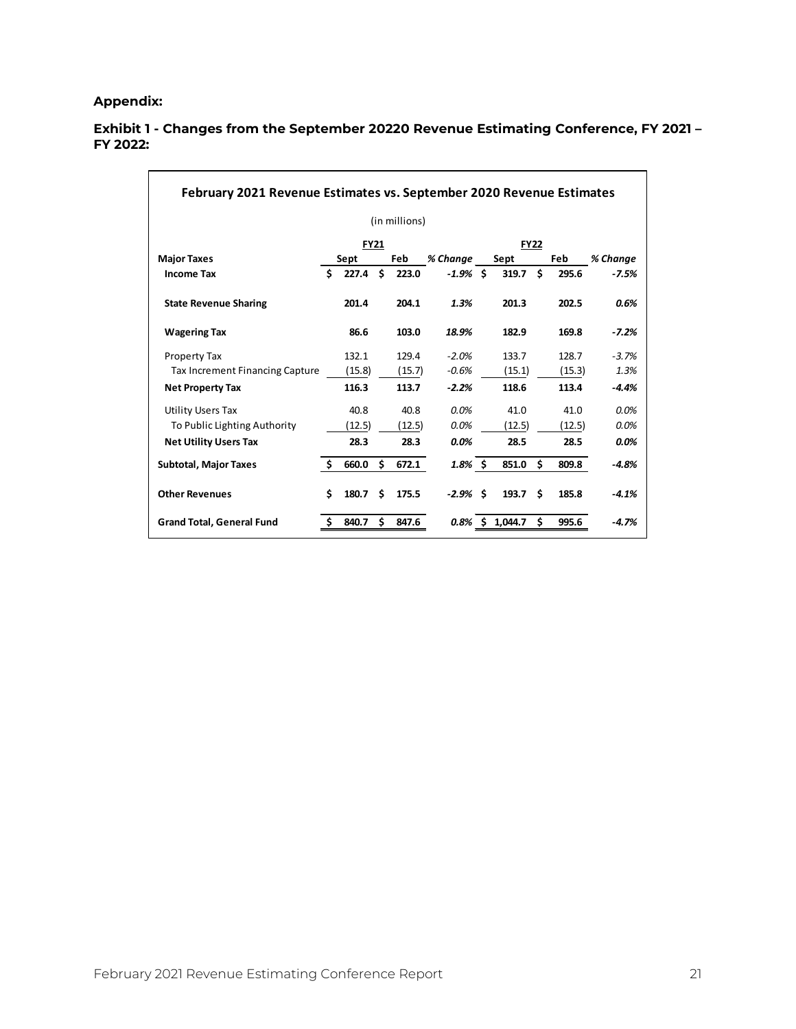**Appendix:**

**Exhibit 1 - Changes from the September 20220 Revenue Estimating Conference, FY 2021 – FY 2022:**

**February 2021 Revenue Estimates vs. September 2020 Revenue Estimates**

(in millions)

| | FY21 | | | FY22 | | |
|---|---|---|---|---|---|---|
| **Major Taxes** | Sept | Feb | % Change | Sept | Feb | % Change |
| **Income Tax** | $ 227.4 | $ 223.0 | -1.9% | $ 319.7 | $ 295.6 | -7.5% |
| **State Revenue Sharing** | 201.4 | 204.1 | 1.3% | 201.3 | 202.5 | 0.6% |
| **Wagering Tax** | 86.6 | 103.0 | 18.9% | 182.9 | 169.8 | -7.2% |
| Property Tax | 132.1 | 129.4 | -2.0% | 133.7 | 128.7 | -3.7% |
| Tax Increment Financing Capture | (15.8) | (15.7) | -0.6% | (15.1) | (15.3) | 1.3% |
| **Net Property Tax** | 116.3 | 113.7 | -2.2% | 118.6 | 113.4 | -4.4% |
| Utility Users Tax | 40.8 | 40.8 | 0.0% | 41.0 | 41.0 | 0.0% |
| To Public Lighting Authority | (12.5) | (12.5) | 0.0% | (12.5) | (12.5) | 0.0% |
| **Net Utility Users Tax** | 28.3 | 28.3 | 0.0% | 28.5 | 28.5 | 0.0% |
| **Subtotal, Major Taxes** | $ 660.0 | $ 672.1 | 1.8% | $ 851.0 | $ 809.8 | -4.8% |
| **Other Revenues** | $ 180.7 | $ 175.5 | -2.9% | $ 193.7 | $ 185.8 | -4.1% |
| **Grand Total, General Fund** | $ 840.7 | $ 847.6 | 0.8% | $ 1,044.7 | $ 995.6 | -4.7% |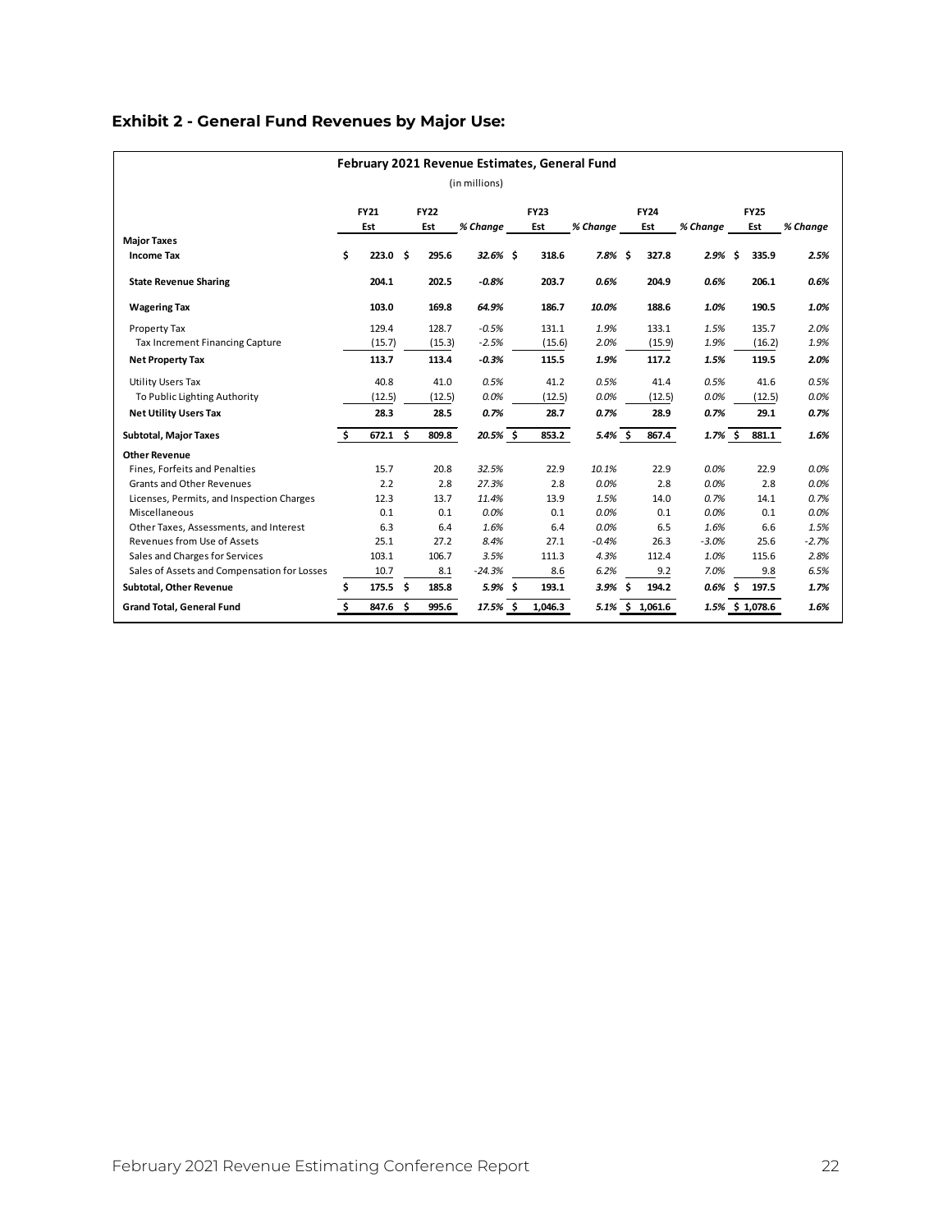## Exhibit 2 - General Fund Revenues by Major Use:

| February 2021 Revenue Estimates, General Fund (in millions) | | | | | | | | | |
|---|---|---|---|---|---|---|---|---|---|
| | FY21 Est | FY22 Est | % Change | FY23 Est | % Change | FY24 Est | % Change | FY25 Est | % Change |
| **Major Taxes** | | | | | | | | | |
| **Income Tax** | $ 223.0 | $ 295.6 | 32.6% | $ 318.6 | 7.8% | $ 327.8 | 2.9% | $ 335.9 | 2.5% |
| **State Revenue Sharing** | 204.1 | 202.5 | -0.8% | 203.7 | 0.6% | 204.9 | 0.6% | 206.1 | 0.6% |
| **Wagering Tax** | 103.0 | 169.8 | 64.9% | 186.7 | 10.0% | 188.6 | 1.0% | 190.5 | 1.0% |
| Property Tax | 129.4 | 128.7 | -0.5% | 131.1 | 1.9% | 133.1 | 1.5% | 135.7 | 2.0% |
| Tax Increment Financing Capture | (15.7) | (15.3) | -2.5% | (15.6) | 2.0% | (15.9) | 1.9% | (16.2) | 1.9% |
| **Net Property Tax** | 113.7 | 113.4 | -0.3% | 115.5 | 1.9% | 117.2 | 1.5% | 119.5 | 2.0% |
| Utility Users Tax | 40.8 | 41.0 | 0.5% | 41.2 | 0.5% | 41.4 | 0.5% | 41.6 | 0.5% |
| To Public Lighting Authority | (12.5) | (12.5) | 0.0% | (12.5) | 0.0% | (12.5) | 0.0% | (12.5) | 0.0% |
| **Net Utility Users Tax** | 28.3 | 28.5 | 0.7% | 28.7 | 0.7% | 28.9 | 0.7% | 29.1 | 0.7% |
| **Subtotal, Major Taxes** | $ 672.1 | $ 809.8 | 20.5% | $ 853.2 | 5.4% | $ 867.4 | 1.7% | $ 881.1 | 1.6% |
| **Other Revenue** | | | | | | | | | |
| Fines, Forfeits and Penalties | 15.7 | 20.8 | 32.5% | 22.9 | 10.1% | 22.9 | 0.0% | 22.9 | 0.0% |
| Grants and Other Revenues | 2.2 | 2.8 | 27.3% | 2.8 | 0.0% | 2.8 | 0.0% | 2.8 | 0.0% |
| Licenses, Permits, and Inspection Charges | 12.3 | 13.7 | 11.4% | 13.9 | 1.5% | 14.0 | 0.7% | 14.1 | 0.7% |
| Miscellaneous | 0.1 | 0.1 | 0.0% | 0.1 | 0.0% | 0.1 | 0.0% | 0.1 | 0.0% |
| Other Taxes, Assessments, and Interest | 6.3 | 6.4 | 1.6% | 6.4 | 0.0% | 6.5 | 1.6% | 6.6 | 1.5% |
| Revenues from Use of Assets | 25.1 | 27.2 | 8.4% | 27.1 | -0.4% | 26.3 | -3.0% | 25.6 | -2.7% |
| Sales and Charges for Services | 103.1 | 106.7 | 3.5% | 111.3 | 4.3% | 112.4 | 1.0% | 115.6 | 2.8% |
| Sales of Assets and Compensation for Losses | 10.7 | 8.1 | -24.3% | 8.6 | 6.2% | 9.2 | 7.0% | 9.8 | 6.5% |
| **Subtotal, Other Revenue** | $ 175.5 | $ 185.8 | 5.9% | $ 193.1 | 3.9% | $ 194.2 | 0.6% | $ 197.5 | 1.7% |
| **Grand Total, General Fund** | $ 847.6 | $ 995.6 | 17.5% | $ 1,046.3 | 5.1% | $ 1,061.6 | 1.5% | $ 1,078.6 | 1.6% |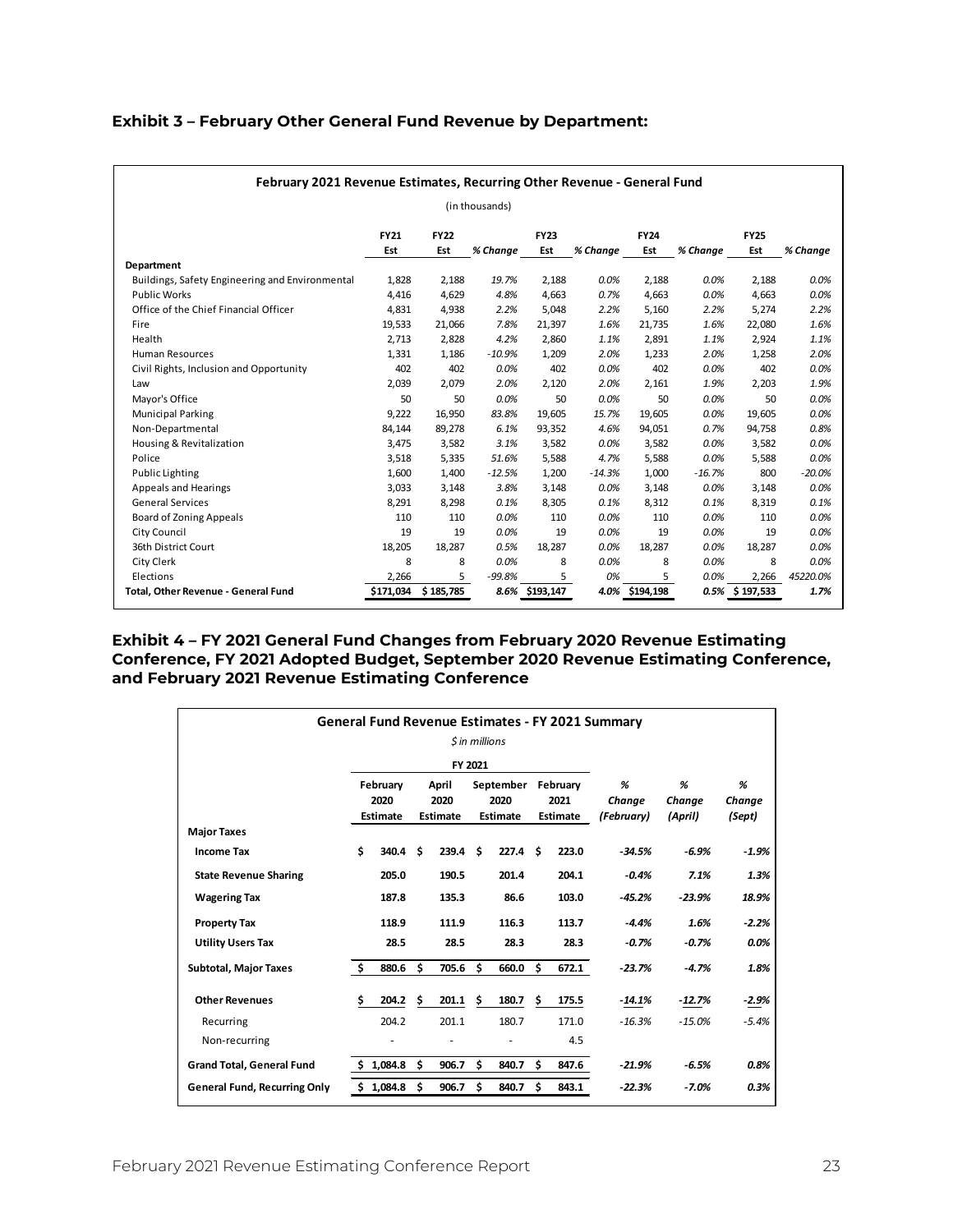### Exhibit 3 – February Other General Fund Revenue by Department:

| February 2021 Revenue Estimates, Recurring Other Revenue - General Fund | | | | | | | | | |
|---|---|---|---|---|---|---|---|---|---|
| (in thousands) | | | | | | | | | |
| | FY21 Est | FY22 Est | % Change | FY23 Est | % Change | FY24 Est | % Change | FY25 Est | % Change |
| **Department** | | | | | | | | | |
| Buildings, Safety Engineering and Environmental | 1,828 | 2,188 | *19.7%* | 2,188 | *0.0%* | 2,188 | *0.0%* | 2,188 | *0.0%* |
| Public Works | 4,416 | 4,629 | *4.8%* | 4,663 | *0.7%* | 4,663 | *0.0%* | 4,663 | *0.0%* |
| Office of the Chief Financial Officer | 4,831 | 4,938 | *2.2%* | 5,048 | *2.2%* | 5,160 | *2.2%* | 5,274 | *2.2%* |
| Fire | 19,533 | 21,066 | *7.8%* | 21,397 | *1.6%* | 21,735 | *1.6%* | 22,080 | *1.6%* |
| Health | 2,713 | 2,828 | *4.2%* | 2,860 | *1.1%* | 2,891 | *1.1%* | 2,924 | *1.1%* |
| Human Resources | 1,331 | 1,186 | *-10.9%* | 1,209 | *2.0%* | 1,233 | *2.0%* | 1,258 | *2.0%* |
| Civil Rights, Inclusion and Opportunity | 402 | 402 | *0.0%* | 402 | *0.0%* | 402 | *0.0%* | 402 | *0.0%* |
| Law | 2,039 | 2,079 | *2.0%* | 2,120 | *2.0%* | 2,161 | *1.9%* | 2,203 | *1.9%* |
| Mayor's Office | 50 | 50 | *0.0%* | 50 | *0.0%* | 50 | *0.0%* | 50 | *0.0%* |
| Municipal Parking | 9,222 | 16,950 | *83.8%* | 19,605 | *15.7%* | 19,605 | *0.0%* | 19,605 | *0.0%* |
| Non-Departmental | 84,144 | 89,278 | *6.1%* | 93,352 | *4.6%* | 94,051 | *0.7%* | 94,758 | *0.8%* |
| Housing & Revitalization | 3,475 | 3,582 | *3.1%* | 3,582 | *0.0%* | 3,582 | *0.0%* | 3,582 | *0.0%* |
| Police | 3,518 | 5,335 | *51.6%* | 5,588 | *4.7%* | 5,588 | *0.0%* | 5,588 | *0.0%* |
| Public Lighting | 1,600 | 1,400 | *-12.5%* | 1,200 | *-14.3%* | 1,000 | *-16.7%* | 800 | *-20.0%* |
| Appeals and Hearings | 3,033 | 3,148 | *3.8%* | 3,148 | *0.0%* | 3,148 | *0.0%* | 3,148 | *0.0%* |
| General Services | 8,291 | 8,298 | *0.1%* | 8,305 | *0.1%* | 8,312 | *0.1%* | 8,319 | *0.1%* |
| Board of Zoning Appeals | 110 | 110 | *0.0%* | 110 | *0.0%* | 110 | *0.0%* | 110 | *0.0%* |
| City Council | 19 | 19 | *0.0%* | 19 | *0.0%* | 19 | *0.0%* | 19 | *0.0%* |
| 36th District Court | 18,205 | 18,287 | *0.5%* | 18,287 | *0.0%* | 18,287 | *0.0%* | 18,287 | *0.0%* |
| City Clerk | 8 | 8 | *0.0%* | 8 | *0.0%* | 8 | *0.0%* | 8 | *0.0%* |
| Elections | 2,266 | 5 | *-99.8%* | 5 | *0%* | 5 | *0.0%* | 2,266 | *45220.0%* |
| **Total, Other Revenue - General Fund** | **$171,034** | **$ 185,785** | ***8.6%*** | **$193,147** | ***4.0%*** | **$194,198** | ***0.5%*** | **$ 197,533** | ***1.7%*** |

### Exhibit 4 – FY 2021 General Fund Changes from February 2020 Revenue Estimating Conference, FY 2021 Adopted Budget, September 2020 Revenue Estimating Conference, and February 2021 Revenue Estimating Conference

| General Fund Revenue Estimates - FY 2021 Summary | | | | | | | |
|---|---|---|---|---|---|---|---|
| *$ in millions* | | | | | | | |
| | FY 2021 | | | | | | |
| | February 2020 Estimate | April 2020 Estimate | September 2020 Estimate | February 2021 Estimate | *% Change (February)* | *% Change (April)* | *% Change (Sept)* |
| **Major Taxes** | | | | | | | |
| **Income Tax** | **$ 340.4** | **$ 239.4** | **$ 227.4** | **$ 223.0** | ***-34.5%*** | ***-6.9%*** | ***-1.9%*** |
| **State Revenue Sharing** | **205.0** | **190.5** | **201.4** | **204.1** | ***-0.4%*** | ***7.1%*** | ***1.3%*** |
| **Wagering Tax** | **187.8** | **135.3** | **86.6** | **103.0** | ***-45.2%*** | ***-23.9%*** | ***18.9%*** |
| **Property Tax** | **118.9** | **111.9** | **116.3** | **113.7** | ***-4.4%*** | ***1.6%*** | ***-2.2%*** |
| **Utility Users Tax** | **28.5** | **28.5** | **28.3** | **28.3** | ***-0.7%*** | ***-0.7%*** | ***0.0%*** |
| **Subtotal, Major Taxes** | **$ 880.6** | **$ 705.6** | **$ 660.0** | **$ 672.1** | ***-23.7%*** | ***-4.7%*** | ***1.8%*** |
| **Other Revenues** | **$ 204.2** | **$ 201.1** | **$ 180.7** | **$ 175.5** | ***-14.1%*** | ***-12.7%*** | ***-2.9%*** |
| Recurring | 204.2 | 201.1 | 180.7 | 171.0 | *-16.3%* | *-15.0%* | *-5.4%* |
| Non-recurring | - | - | - | 4.5 | | | |
| **Grand Total, General Fund** | **$ 1,084.8** | **$ 906.7** | **$ 840.7** | **$ 847.6** | ***-21.9%*** | ***-6.5%*** | ***0.8%*** |
| **General Fund, Recurring Only** | **$ 1,084.8** | **$ 906.7** | **$ 840.7** | **$ 843.1** | ***-22.3%*** | ***-7.0%*** | ***0.3%*** |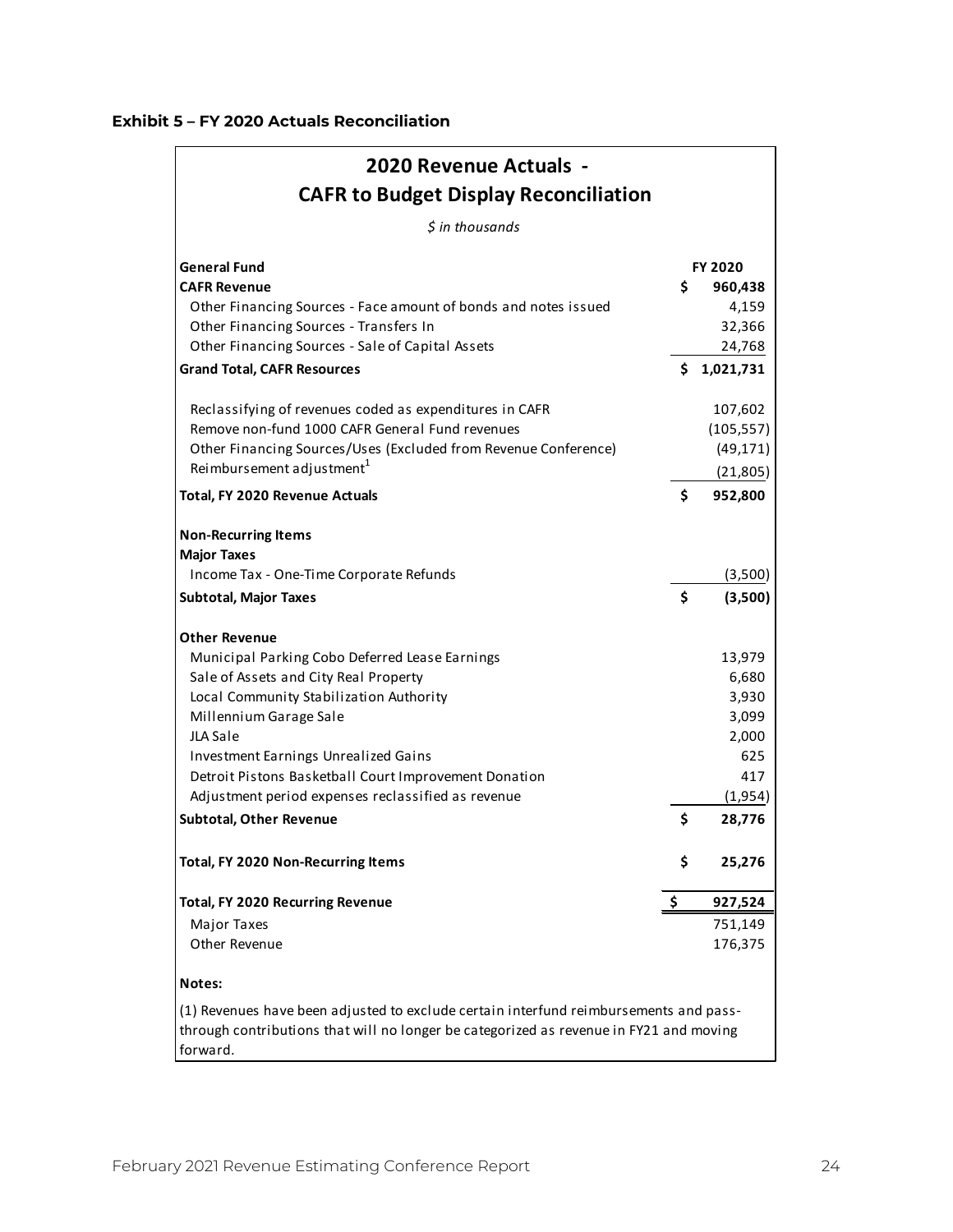**Exhibit 5 – FY 2020 Actuals Reconciliation**

## 2020 Revenue Actuals - CAFR to Budget Display Reconciliation

*$ in thousands*

| | |
|---|---|
| **General Fund** | **FY 2020** |
| **CAFR Revenue** | **$ 960,438** |
| Other Financing Sources - Face amount of bonds and notes issued | 4,159 |
| Other Financing Sources - Transfers In | 32,366 |
| Other Financing Sources - Sale of Capital Assets | 24,768 |
| **Grand Total, CAFR Resources** | **$ 1,021,731** |
| Reclassifying of revenues coded as expenditures in CAFR | 107,602 |
| Remove non-fund 1000 CAFR General Fund revenues | (105,557) |
| Other Financing Sources/Uses (Excluded from Revenue Conference) | (49,171) |
| Reimbursement adjustment[1] | (21,805) |
| **Total, FY 2020 Revenue Actuals** | **$ 952,800** |
| **Non-Recurring Items** | |
| **Major Taxes** | |
| Income Tax - One-Time Corporate Refunds | (3,500) |
| **Subtotal, Major Taxes** | **$ (3,500)** |
| **Other Revenue** | |
| Municipal Parking Cobo Deferred Lease Earnings | 13,979 |
| Sale of Assets and City Real Property | 6,680 |
| Local Community Stabilization Authority | 3,930 |
| Millennium Garage Sale | 3,099 |
| JLA Sale | 2,000 |
| Investment Earnings Unrealized Gains | 625 |
| Detroit Pistons Basketball Court Improvement Donation | 417 |
| Adjustment period expenses reclassified as revenue | (1,954) |
| **Subtotal, Other Revenue** | **$ 28,776** |
| **Total, FY 2020 Non-Recurring Items** | **$ 25,276** |
| **Total, FY 2020 Recurring Revenue** | **$ 927,524** |
| Major Taxes | 751,149 |
| Other Revenue | 176,375 |

**Notes:**

(1) Revenues have been adjusted to exclude certain interfund reimbursements and pass-through contributions that will no longer be categorized as revenue in FY21 and moving forward.